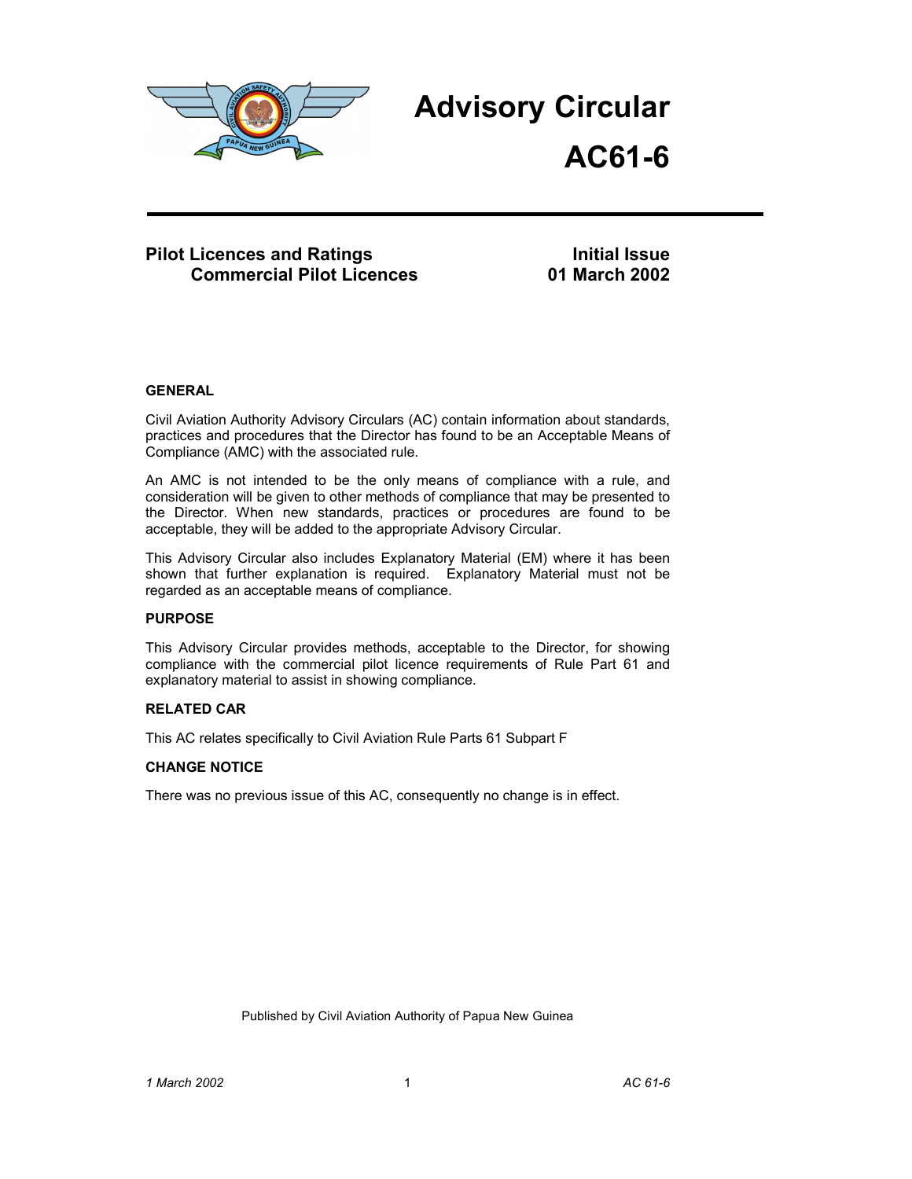# Advisory Circular

# AC61-6

**Pilot Licences and Ratings**
**Commercial Pilot Licences**

**Initial Issue**
**01 March 2002**

## GENERAL

Civil Aviation Authority Advisory Circulars (AC) contain information about standards, practices and procedures that the Director has found to be an Acceptable Means of Compliance (AMC) with the associated rule.

An AMC is not intended to be the only means of compliance with a rule, and consideration will be given to other methods of compliance that may be presented to the Director. When new standards, practices or procedures are found to be acceptable, they will be added to the appropriate Advisory Circular.

This Advisory Circular also includes Explanatory Material (EM) where it has been shown that further explanation is required. Explanatory Material must not be regarded as an acceptable means of compliance.

## PURPOSE

This Advisory Circular provides methods, acceptable to the Director, for showing compliance with the commercial pilot licence requirements of Rule Part 61 and explanatory material to assist in showing compliance.

## RELATED CAR

This AC relates specifically to Civil Aviation Rule Parts 61 Subpart F

## CHANGE NOTICE

There was no previous issue of this AC, consequently no change is in effect.

Published by Civil Aviation Authority of Papua New Guinea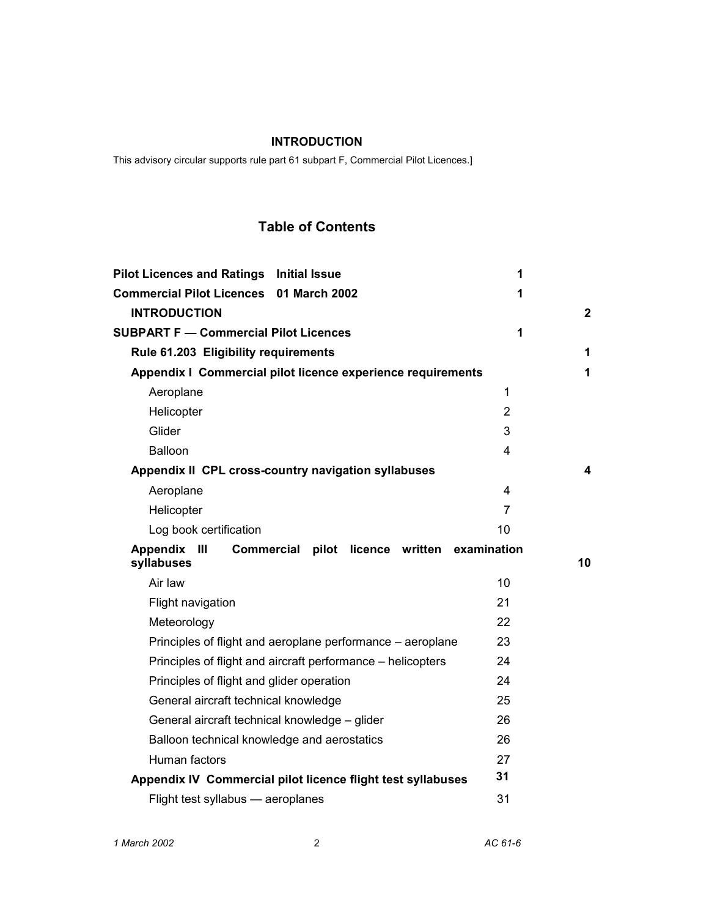# INTRODUCTION

This advisory circular supports rule part 61 subpart F, Commercial Pilot Licences.]

## Table of Contents

| | | |
|---|---|---|
| **Pilot Licences and Ratings Initial Issue** | **1** | |
| **Commercial Pilot Licences 01 March 2002** | **1** | |
| **INTRODUCTION** | | **2** |
| **SUBPART F — Commercial Pilot Licences** | **1** | |
| **Rule 61.203 Eligibility requirements** | | **1** |
| **Appendix I Commercial pilot licence experience requirements** | | **1** |
| Aeroplane | 1 | |
| Helicopter | 2 | |
| Glider | 3 | |
| Balloon | 4 | |
| **Appendix II CPL cross-country navigation syllabuses** | | **4** |
| Aeroplane | 4 | |
| Helicopter | 7 | |
| Log book certification | 10 | |
| **Appendix III Commercial pilot licence written examination syllabuses** | | **10** |
| Air law | 10 | |
| Flight navigation | 21 | |
| Meteorology | 22 | |
| Principles of flight and aeroplane performance – aeroplane | 23 | |
| Principles of flight and aircraft performance – helicopters | 24 | |
| Principles of flight and glider operation | 24 | |
| General aircraft technical knowledge | 25 | |
| General aircraft technical knowledge – glider | 26 | |
| Balloon technical knowledge and aerostatics | 26 | |
| Human factors | 27 | |
| **Appendix IV Commercial pilot licence flight test syllabuses** | **31** | |
| Flight test syllabus — aeroplanes | 31 | |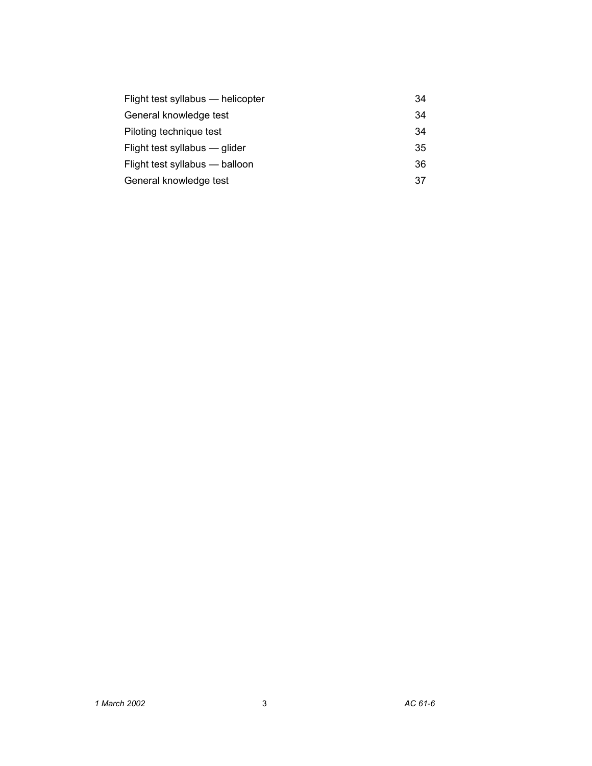| | |
|---|---|
| Flight test syllabus — helicopter | 34 |
| General knowledge test | 34 |
| Piloting technique test | 34 |
| Flight test syllabus — glider | 35 |
| Flight test syllabus — balloon | 36 |
| General knowledge test | 37 |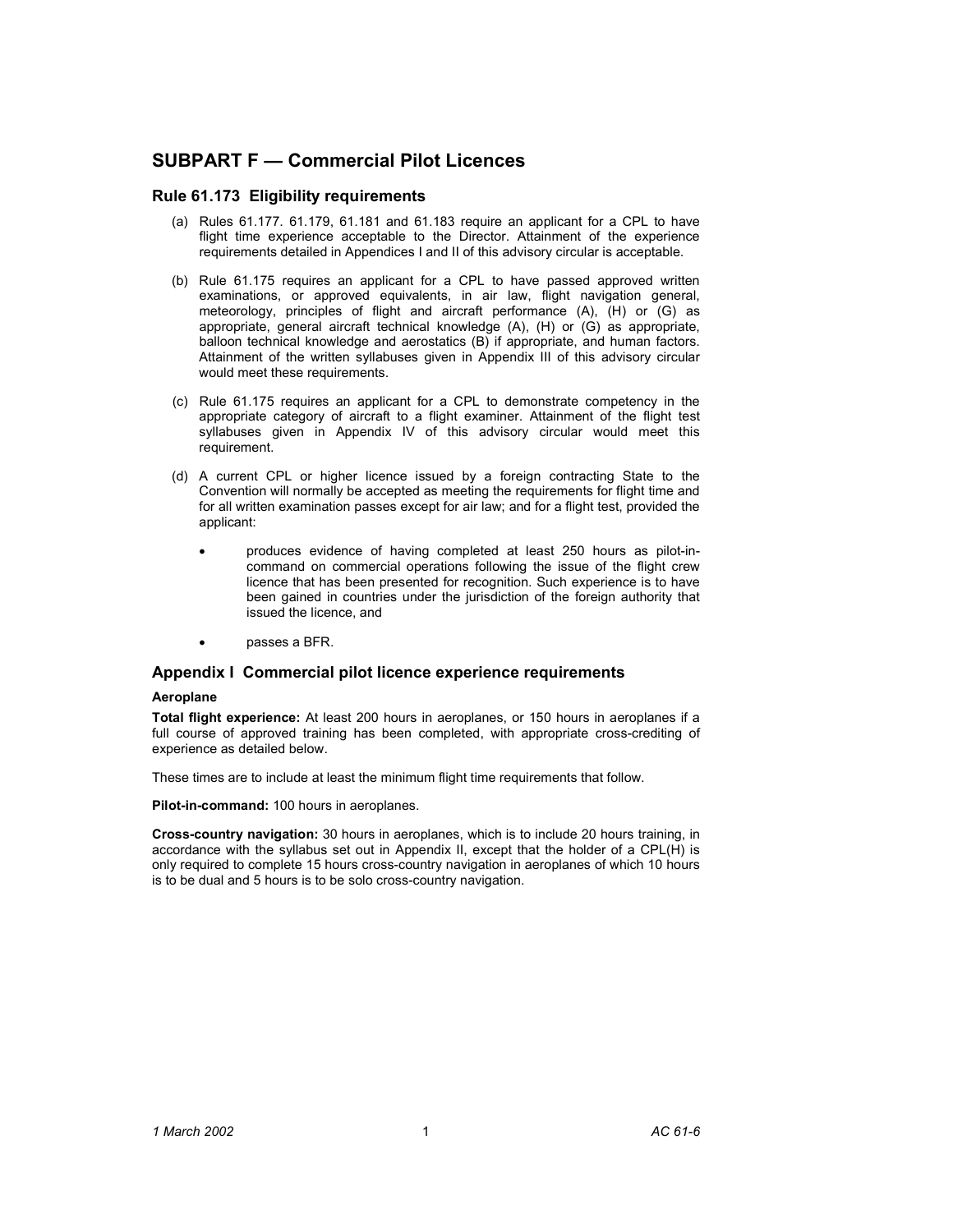# SUBPART F — Commercial Pilot Licences

## Rule 61.173 Eligibility requirements

(a) Rules 61.177. 61.179, 61.181 and 61.183 require an applicant for a CPL to have flight time experience acceptable to the Director. Attainment of the experience requirements detailed in Appendices I and II of this advisory circular is acceptable.

(b) Rule 61.175 requires an applicant for a CPL to have passed approved written examinations, or approved equivalents, in air law, flight navigation general, meteorology, principles of flight and aircraft performance (A), (H) or (G) as appropriate, general aircraft technical knowledge (A), (H) or (G) as appropriate, balloon technical knowledge and aerostatics (B) if appropriate, and human factors. Attainment of the written syllabuses given in Appendix III of this advisory circular would meet these requirements.

(c) Rule 61.175 requires an applicant for a CPL to demonstrate competency in the appropriate category of aircraft to a flight examiner. Attainment of the flight test syllabuses given in Appendix IV of this advisory circular would meet this requirement.

(d) A current CPL or higher licence issued by a foreign contracting State to the Convention will normally be accepted as meeting the requirements for flight time and for all written examination passes except for air law; and for a flight test, provided the applicant:

- produces evidence of having completed at least 250 hours as pilot-in-command on commercial operations following the issue of the flight crew licence that has been presented for recognition. Such experience is to have been gained in countries under the jurisdiction of the foreign authority that issued the licence, and
- passes a BFR.

## Appendix I Commercial pilot licence experience requirements

**Aeroplane**

**Total flight experience:** At least 200 hours in aeroplanes, or 150 hours in aeroplanes if a full course of approved training has been completed, with appropriate cross-crediting of experience as detailed below.

These times are to include at least the minimum flight time requirements that follow.

**Pilot-in-command:** 100 hours in aeroplanes.

**Cross-country navigation:** 30 hours in aeroplanes, which is to include 20 hours training, in accordance with the syllabus set out in Appendix II, except that the holder of a CPL(H) is only required to complete 15 hours cross-country navigation in aeroplanes of which 10 hours is to be dual and 5 hours is to be solo cross-country navigation.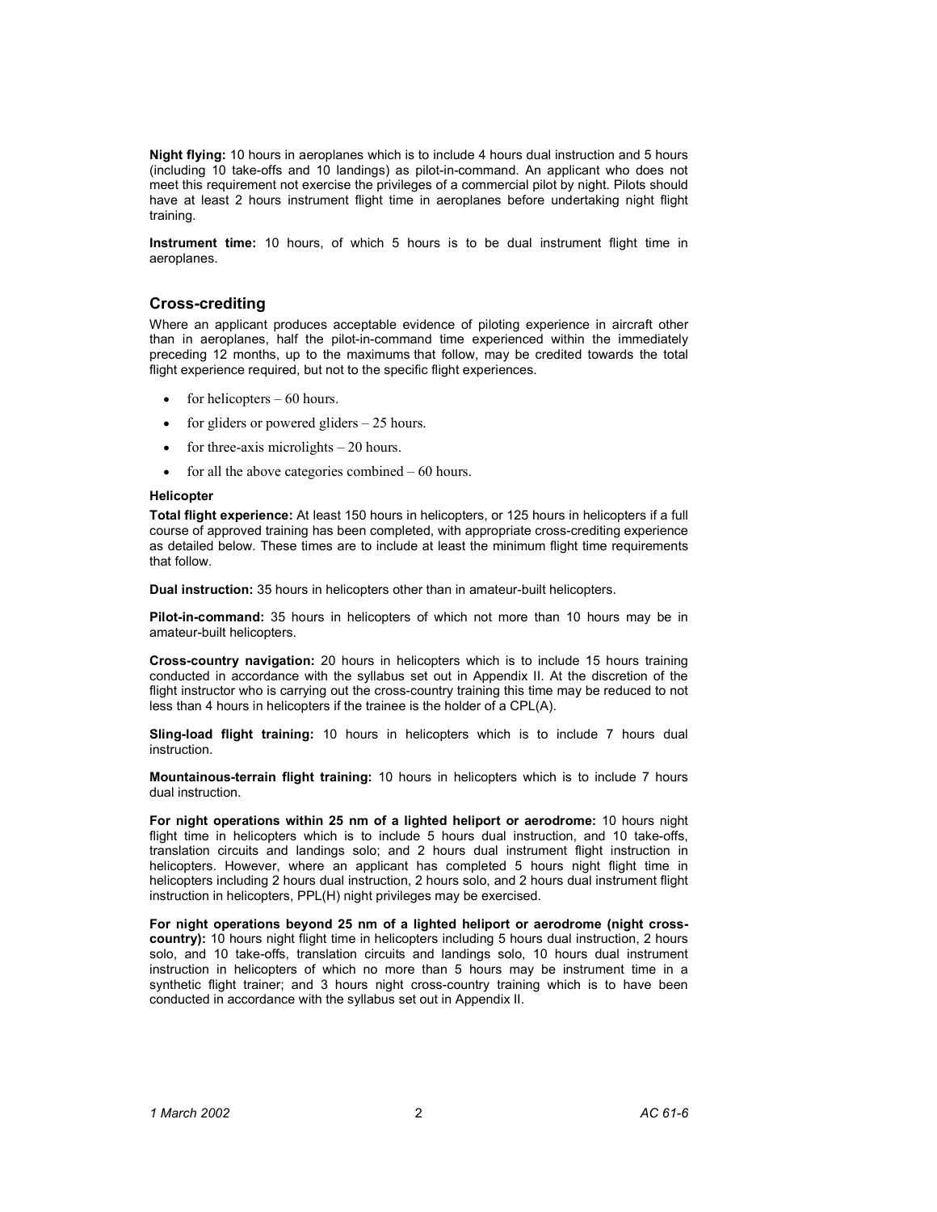**Night flying:** 10 hours in aeroplanes which is to include 4 hours dual instruction and 5 hours (including 10 take-offs and 10 landings) as pilot-in-command. An applicant who does not meet this requirement not exercise the privileges of a commercial pilot by night. Pilots should have at least 2 hours instrument flight time in aeroplanes before undertaking night flight training.

**Instrument time:** 10 hours, of which 5 hours is to be dual instrument flight time in aeroplanes.

## Cross-crediting

Where an applicant produces acceptable evidence of piloting experience in aircraft other than in aeroplanes, half the pilot-in-command time experienced within the immediately preceding 12 months, up to the maximums that follow, may be credited towards the total flight experience required, but not to the specific flight experiences.

- for helicopters – 60 hours.
- for gliders or powered gliders – 25 hours.
- for three-axis microlights – 20 hours.
- for all the above categories combined – 60 hours.

#### Helicopter

**Total flight experience:** At least 150 hours in helicopters, or 125 hours in helicopters if a full course of approved training has been completed, with appropriate cross-crediting experience as detailed below. These times are to include at least the minimum flight time requirements that follow.

**Dual instruction:** 35 hours in helicopters other than in amateur-built helicopters.

**Pilot-in-command:** 35 hours in helicopters of which not more than 10 hours may be in amateur-built helicopters.

**Cross-country navigation:** 20 hours in helicopters which is to include 15 hours training conducted in accordance with the syllabus set out in Appendix II. At the discretion of the flight instructor who is carrying out the cross-country training this time may be reduced to not less than 4 hours in helicopters if the trainee is the holder of a CPL(A).

**Sling-load flight training:** 10 hours in helicopters which is to include 7 hours dual instruction.

**Mountainous-terrain flight training:** 10 hours in helicopters which is to include 7 hours dual instruction.

**For night operations within 25 nm of a lighted heliport or aerodrome:** 10 hours night flight time in helicopters which is to include 5 hours dual instruction, and 10 take-offs, translation circuits and landings solo; and 2 hours dual instrument flight instruction in helicopters. However, where an applicant has completed 5 hours night flight time in helicopters including 2 hours dual instruction, 2 hours solo, and 2 hours dual instrument flight instruction in helicopters, PPL(H) night privileges may be exercised.

**For night operations beyond 25 nm of a lighted heliport or aerodrome (night cross-country):** 10 hours night flight time in helicopters including 5 hours dual instruction, 2 hours solo, and 10 take-offs, translation circuits and landings solo, 10 hours dual instrument instruction in helicopters of which no more than 5 hours may be instrument time in a synthetic flight trainer; and 3 hours night cross-country training which is to have been conducted in accordance with the syllabus set out in Appendix II.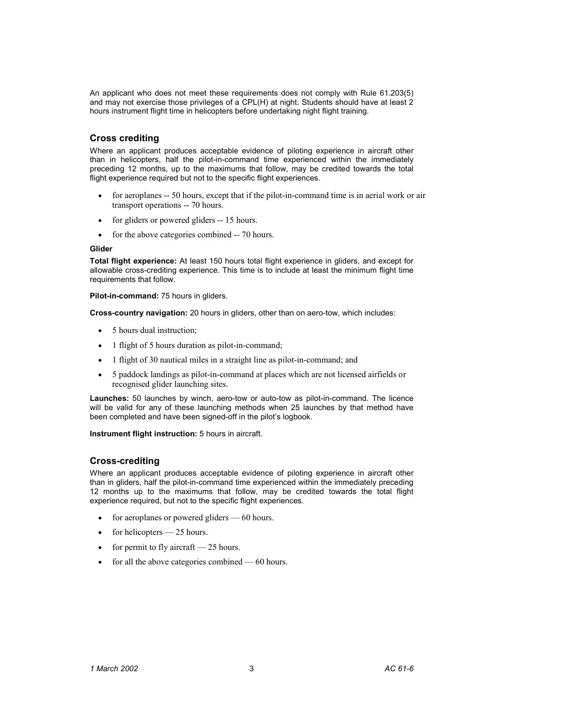An applicant who does not meet these requirements does not comply with Rule 61.203(5) and may not exercise those privileges of a CPL(H) at night. Students should have at least 2 hours instrument flight time in helicopters before undertaking night flight training.

## Cross crediting

Where an applicant produces acceptable evidence of piloting experience in aircraft other than in helicopters, half the pilot-in-command time experienced within the immediately preceding 12 months, up to the maximums that follow, may be credited towards the total flight experience required but not to the specific flight experiences.

- for aeroplanes -- 50 hours, except that if the pilot-in-command time is in aerial work or air transport operations -- 70 hours.
- for gliders or powered gliders -- 15 hours.
- for the above categories combined -- 70 hours.

#### Glider

**Total flight experience:** At least 150 hours total flight experience in gliders, and except for allowable cross-crediting experience. This time is to include at least the minimum flight time requirements that follow.

**Pilot-in-command:** 75 hours in gliders.

**Cross-country navigation:** 20 hours in gliders, other than on aero-tow, which includes:

- 5 hours dual instruction;
- 1 flight of 5 hours duration as pilot-in-command;
- 1 flight of 30 nautical miles in a straight line as pilot-in-command; and
- 5 paddock landings as pilot-in-command at places which are not licensed airfields or recognised glider launching sites.

**Launches:** 50 launches by winch, aero-tow or auto-tow as pilot-in-command. The licence will be valid for any of these launching methods when 25 launches by that method have been completed and have been signed-off in the pilot's logbook.

**Instrument flight instruction:** 5 hours in aircraft.

## Cross-crediting

Where an applicant produces acceptable evidence of piloting experience in aircraft other than in gliders, half the pilot-in-command time experienced within the immediately preceding 12 months up to the maximums that follow, may be credited towards the total flight experience required, but not to the specific flight experiences.

- for aeroplanes or powered gliders — 60 hours.
- for helicopters — 25 hours.
- for permit to fly aircraft — 25 hours.
- for all the above categories combined — 60 hours.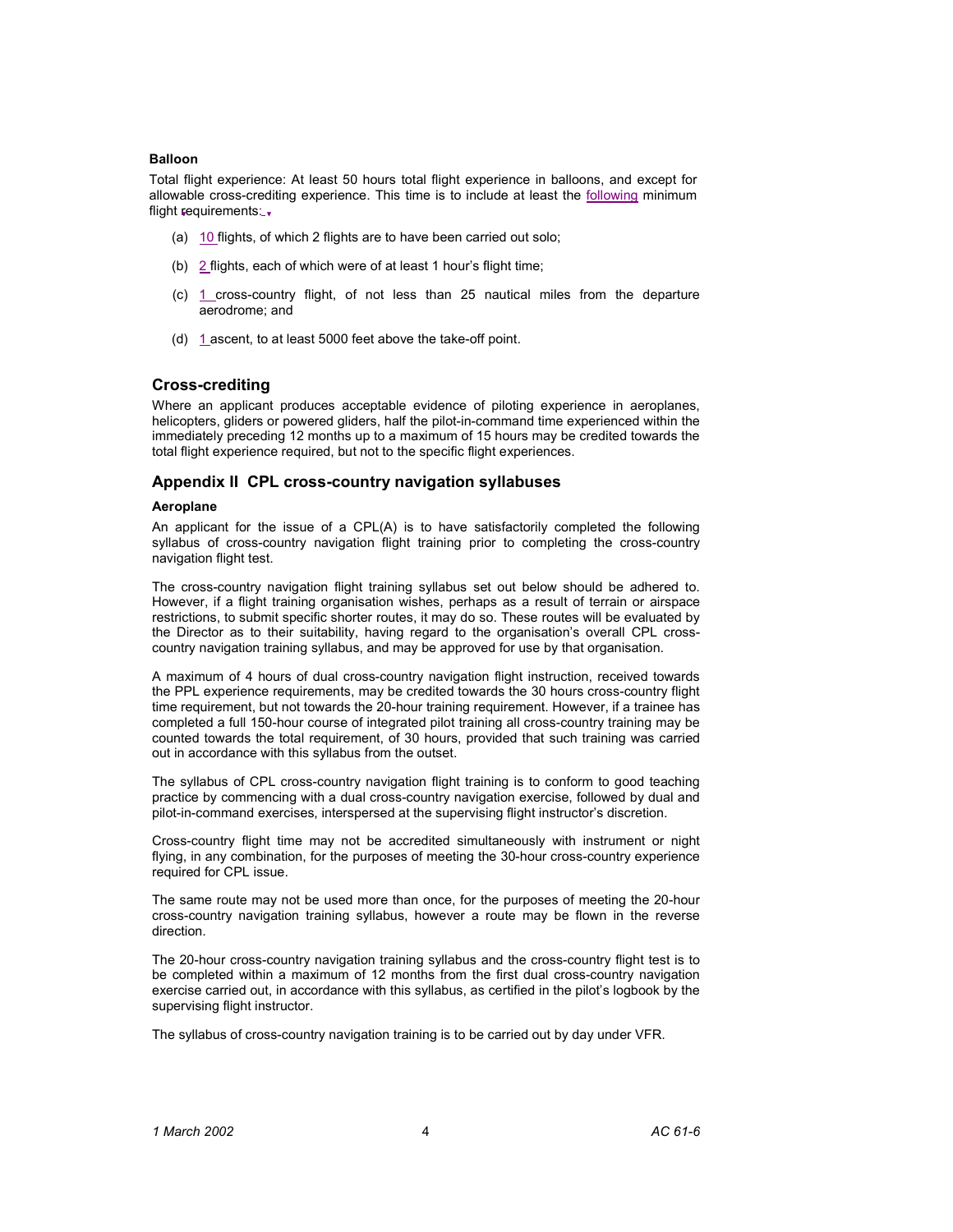**Balloon**

Total flight experience: At least 50 hours total flight experience in balloons, and except for allowable cross-crediting experience. This time is to include at least the following minimum flight requirements:

(a) 10 flights, of which 2 flights are to have been carried out solo;

(b) 2 flights, each of which were of at least 1 hour's flight time;

(c) 1 cross-country flight, of not less than 25 nautical miles from the departure aerodrome; and

(d) 1 ascent, to at least 5000 feet above the take-off point.

## Cross-crediting

Where an applicant produces acceptable evidence of piloting experience in aeroplanes, helicopters, gliders or powered gliders, half the pilot-in-command time experienced within the immediately preceding 12 months up to a maximum of 15 hours may be credited towards the total flight experience required, but not to the specific flight experiences.

## Appendix II CPL cross-country navigation syllabuses

**Aeroplane**

An applicant for the issue of a CPL(A) is to have satisfactorily completed the following syllabus of cross-country navigation flight training prior to completing the cross-country navigation flight test.

The cross-country navigation flight training syllabus set out below should be adhered to. However, if a flight training organisation wishes, perhaps as a result of terrain or airspace restrictions, to submit specific shorter routes, it may do so. These routes will be evaluated by the Director as to their suitability, having regard to the organisation's overall CPL cross-country navigation training syllabus, and may be approved for use by that organisation.

A maximum of 4 hours of dual cross-country navigation flight instruction, received towards the PPL experience requirements, may be credited towards the 30 hours cross-country flight time requirement, but not towards the 20-hour training requirement. However, if a trainee has completed a full 150-hour course of integrated pilot training all cross-country training may be counted towards the total requirement, of 30 hours, provided that such training was carried out in accordance with this syllabus from the outset.

The syllabus of CPL cross-country navigation flight training is to conform to good teaching practice by commencing with a dual cross-country navigation exercise, followed by dual and pilot-in-command exercises, interspersed at the supervising flight instructor's discretion.

Cross-country flight time may not be accredited simultaneously with instrument or night flying, in any combination, for the purposes of meeting the 30-hour cross-country experience required for CPL issue.

The same route may not be used more than once, for the purposes of meeting the 20-hour cross-country navigation training syllabus, however a route may be flown in the reverse direction.

The 20-hour cross-country navigation training syllabus and the cross-country flight test is to be completed within a maximum of 12 months from the first dual cross-country navigation exercise carried out, in accordance with this syllabus, as certified in the pilot's logbook by the supervising flight instructor.

The syllabus of cross-country navigation training is to be carried out by day under VFR.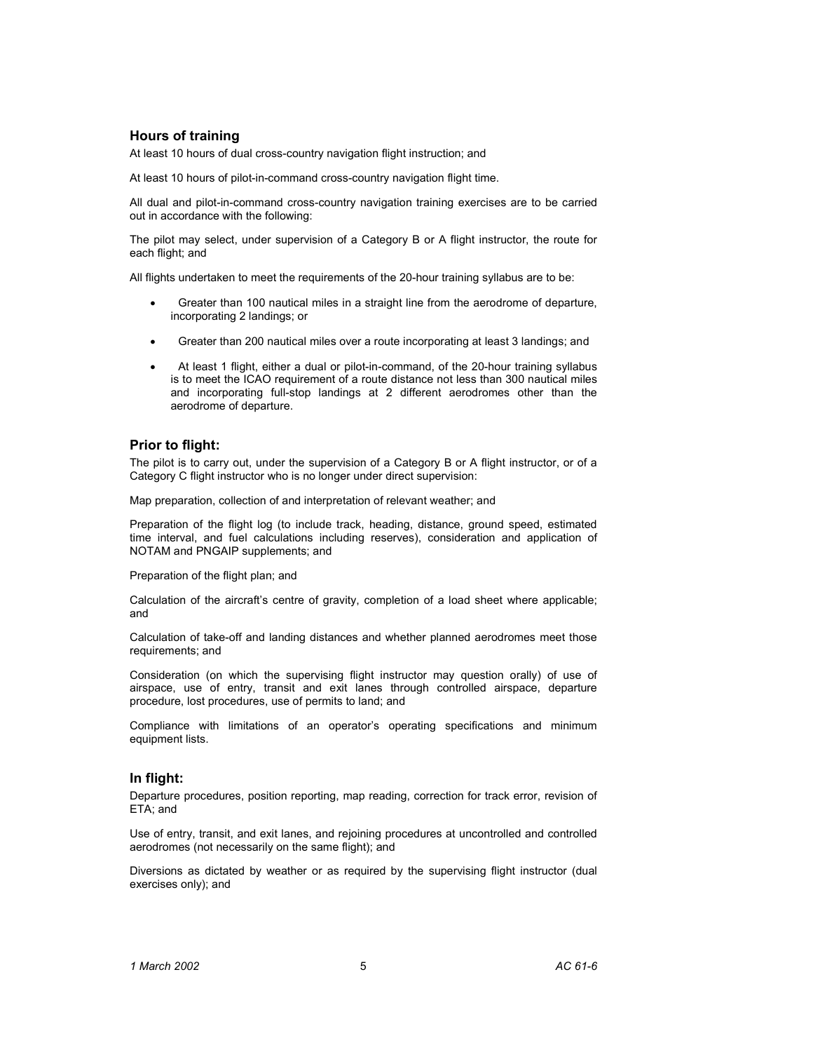## Hours of training

At least 10 hours of dual cross-country navigation flight instruction; and

At least 10 hours of pilot-in-command cross-country navigation flight time.

All dual and pilot-in-command cross-country navigation training exercises are to be carried out in accordance with the following:

The pilot may select, under supervision of a Category B or A flight instructor, the route for each flight; and

All flights undertaken to meet the requirements of the 20-hour training syllabus are to be:

- Greater than 100 nautical miles in a straight line from the aerodrome of departure, incorporating 2 landings; or
- Greater than 200 nautical miles over a route incorporating at least 3 landings; and
- At least 1 flight, either a dual or pilot-in-command, of the 20-hour training syllabus is to meet the ICAO requirement of a route distance not less than 300 nautical miles and incorporating full-stop landings at 2 different aerodromes other than the aerodrome of departure.

## Prior to flight:

The pilot is to carry out, under the supervision of a Category B or A flight instructor, or of a Category C flight instructor who is no longer under direct supervision:

Map preparation, collection of and interpretation of relevant weather; and

Preparation of the flight log (to include track, heading, distance, ground speed, estimated time interval, and fuel calculations including reserves), consideration and application of NOTAM and PNGAIP supplements; and

Preparation of the flight plan; and

Calculation of the aircraft's centre of gravity, completion of a load sheet where applicable; and

Calculation of take-off and landing distances and whether planned aerodromes meet those requirements; and

Consideration (on which the supervising flight instructor may question orally) of use of airspace, use of entry, transit and exit lanes through controlled airspace, departure procedure, lost procedures, use of permits to land; and

Compliance with limitations of an operator's operating specifications and minimum equipment lists.

## In flight:

Departure procedures, position reporting, map reading, correction for track error, revision of ETA; and

Use of entry, transit, and exit lanes, and rejoining procedures at uncontrolled and controlled aerodromes (not necessarily on the same flight); and

Diversions as dictated by weather or as required by the supervising flight instructor (dual exercises only); and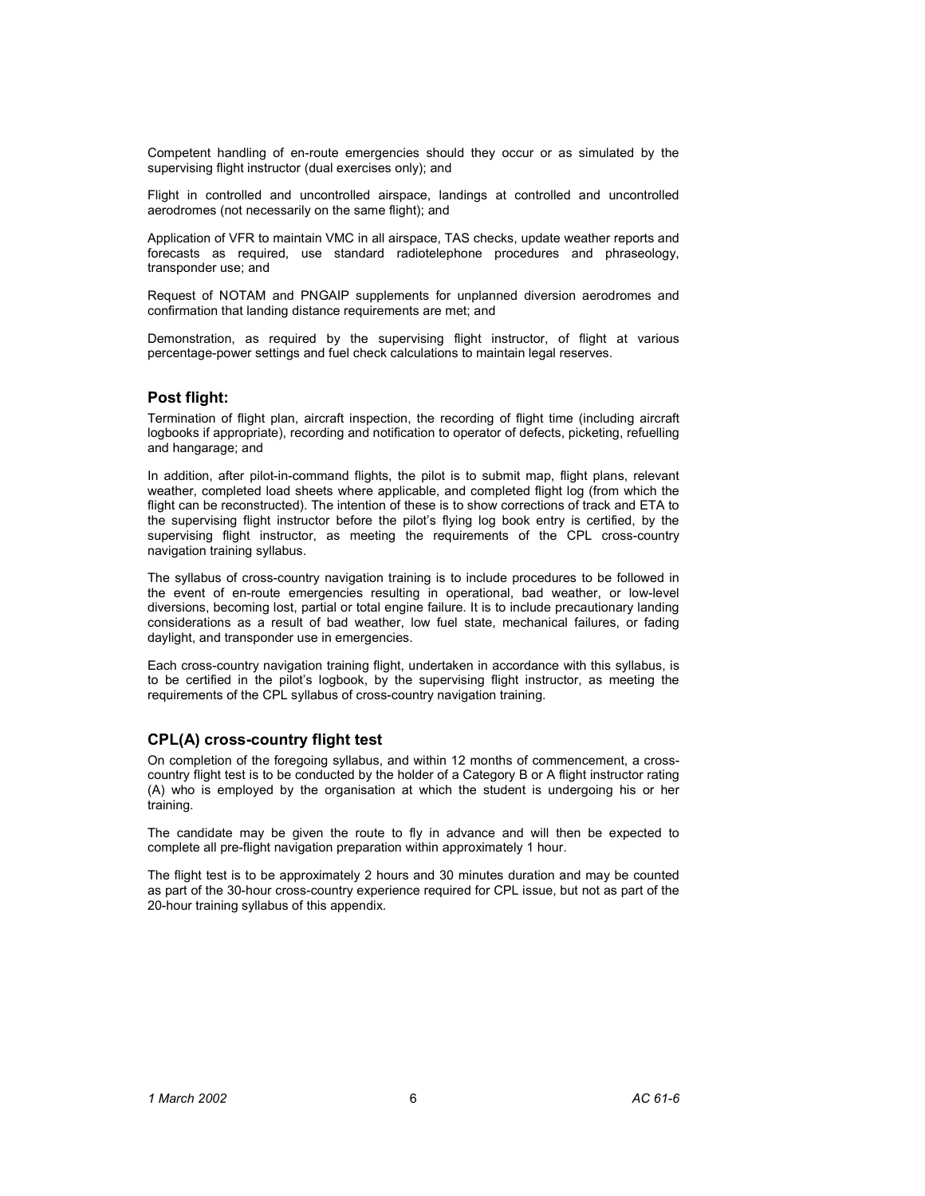Competent handling of en-route emergencies should they occur or as simulated by the supervising flight instructor (dual exercises only); and

Flight in controlled and uncontrolled airspace, landings at controlled and uncontrolled aerodromes (not necessarily on the same flight); and

Application of VFR to maintain VMC in all airspace, TAS checks, update weather reports and forecasts as required, use standard radiotelephone procedures and phraseology, transponder use; and

Request of NOTAM and PNGAIP supplements for unplanned diversion aerodromes and confirmation that landing distance requirements are met; and

Demonstration, as required by the supervising flight instructor, of flight at various percentage-power settings and fuel check calculations to maintain legal reserves.

### Post flight:

Termination of flight plan, aircraft inspection, the recording of flight time (including aircraft logbooks if appropriate), recording and notification to operator of defects, picketing, refuelling and hangarage; and

In addition, after pilot-in-command flights, the pilot is to submit map, flight plans, relevant weather, completed load sheets where applicable, and completed flight log (from which the flight can be reconstructed). The intention of these is to show corrections of track and ETA to the supervising flight instructor before the pilot's flying log book entry is certified, by the supervising flight instructor, as meeting the requirements of the CPL cross-country navigation training syllabus.

The syllabus of cross-country navigation training is to include procedures to be followed in the event of en-route emergencies resulting in operational, bad weather, or low-level diversions, becoming lost, partial or total engine failure. It is to include precautionary landing considerations as a result of bad weather, low fuel state, mechanical failures, or fading daylight, and transponder use in emergencies.

Each cross-country navigation training flight, undertaken in accordance with this syllabus, is to be certified in the pilot's logbook, by the supervising flight instructor, as meeting the requirements of the CPL syllabus of cross-country navigation training.

### CPL(A) cross-country flight test

On completion of the foregoing syllabus, and within 12 months of commencement, a cross-country flight test is to be conducted by the holder of a Category B or A flight instructor rating (A) who is employed by the organisation at which the student is undergoing his or her training.

The candidate may be given the route to fly in advance and will then be expected to complete all pre-flight navigation preparation within approximately 1 hour.

The flight test is to be approximately 2 hours and 30 minutes duration and may be counted as part of the 30-hour cross-country experience required for CPL issue, but not as part of the 20-hour training syllabus of this appendix.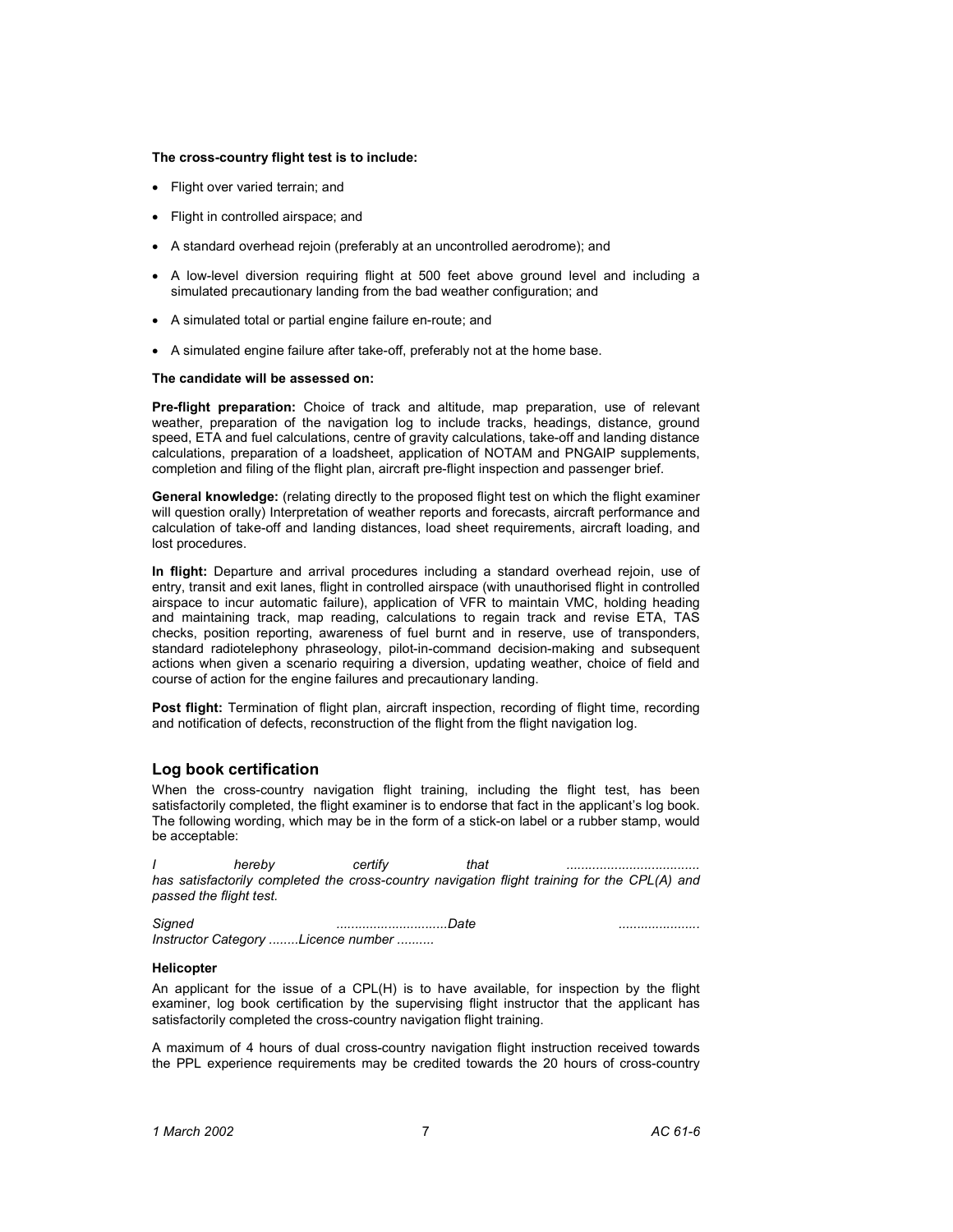**The cross-country flight test is to include:**

- Flight over varied terrain; and
- Flight in controlled airspace; and
- A standard overhead rejoin (preferably at an uncontrolled aerodrome); and
- A low-level diversion requiring flight at 500 feet above ground level and including a simulated precautionary landing from the bad weather configuration; and
- A simulated total or partial engine failure en-route; and
- A simulated engine failure after take-off, preferably not at the home base.

**The candidate will be assessed on:**

**Pre-flight preparation:** Choice of track and altitude, map preparation, use of relevant weather, preparation of the navigation log to include tracks, headings, distance, ground speed, ETA and fuel calculations, centre of gravity calculations, take-off and landing distance calculations, preparation of a loadsheet, application of NOTAM and PNGAIP supplements, completion and filing of the flight plan, aircraft pre-flight inspection and passenger brief.

**General knowledge:** (relating directly to the proposed flight test on which the flight examiner will question orally) Interpretation of weather reports and forecasts, aircraft performance and calculation of take-off and landing distances, load sheet requirements, aircraft loading, and lost procedures.

**In flight:** Departure and arrival procedures including a standard overhead rejoin, use of entry, transit and exit lanes, flight in controlled airspace (with unauthorised flight in controlled airspace to incur automatic failure), application of VFR to maintain VMC, holding heading and maintaining track, map reading, calculations to regain track and revise ETA, TAS checks, position reporting, awareness of fuel burnt and in reserve, use of transponders, standard radiotelephony phraseology, pilot-in-command decision-making and subsequent actions when given a scenario requiring a diversion, updating weather, choice of field and course of action for the engine failures and precautionary landing.

**Post flight:** Termination of flight plan, aircraft inspection, recording of flight time, recording and notification of defects, reconstruction of the flight from the flight navigation log.

## Log book certification

When the cross-country navigation flight training, including the flight test, has been satisfactorily completed, the flight examiner is to endorse that fact in the applicant's log book. The following wording, which may be in the form of a stick-on label or a rubber stamp, would be acceptable:

*I hereby certify that .................................... has satisfactorily completed the cross-country navigation flight training for the CPL(A) and passed the flight test.*

*Signed ..............................Date ......................*
*Instructor Category ........Licence number ..........*

**Helicopter**

An applicant for the issue of a CPL(H) is to have available, for inspection by the flight examiner, log book certification by the supervising flight instructor that the applicant has satisfactorily completed the cross-country navigation flight training.

A maximum of 4 hours of dual cross-country navigation flight instruction received towards the PPL experience requirements may be credited towards the 20 hours of cross-country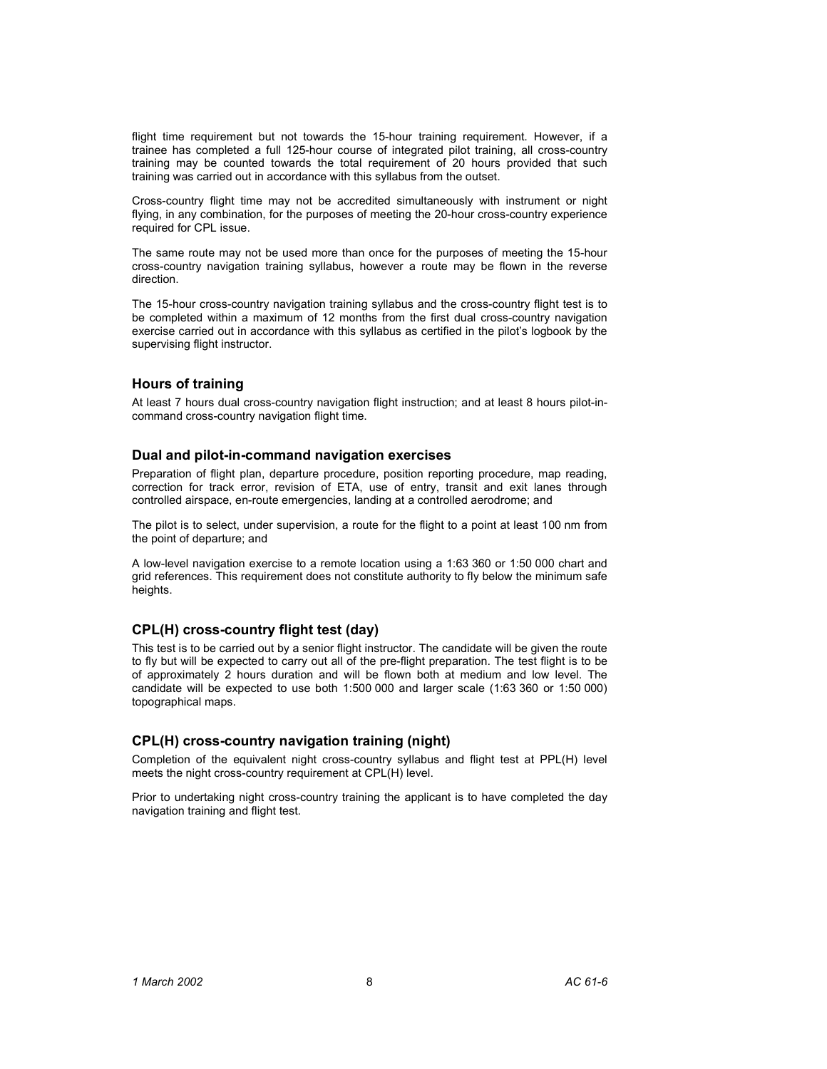flight time requirement but not towards the 15-hour training requirement. However, if a trainee has completed a full 125-hour course of integrated pilot training, all cross-country training may be counted towards the total requirement of 20 hours provided that such training was carried out in accordance with this syllabus from the outset.

Cross-country flight time may not be accredited simultaneously with instrument or night flying, in any combination, for the purposes of meeting the 20-hour cross-country experience required for CPL issue.

The same route may not be used more than once for the purposes of meeting the 15-hour cross-country navigation training syllabus, however a route may be flown in the reverse direction.

The 15-hour cross-country navigation training syllabus and the cross-country flight test is to be completed within a maximum of 12 months from the first dual cross-country navigation exercise carried out in accordance with this syllabus as certified in the pilot's logbook by the supervising flight instructor.

### Hours of training

At least 7 hours dual cross-country navigation flight instruction; and at least 8 hours pilot-in-command cross-country navigation flight time.

### Dual and pilot-in-command navigation exercises

Preparation of flight plan, departure procedure, position reporting procedure, map reading, correction for track error, revision of ETA, use of entry, transit and exit lanes through controlled airspace, en-route emergencies, landing at a controlled aerodrome; and

The pilot is to select, under supervision, a route for the flight to a point at least 100 nm from the point of departure; and

A low-level navigation exercise to a remote location using a 1:63 360 or 1:50 000 chart and grid references. This requirement does not constitute authority to fly below the minimum safe heights.

### CPL(H) cross-country flight test (day)

This test is to be carried out by a senior flight instructor. The candidate will be given the route to fly but will be expected to carry out all of the pre-flight preparation. The test flight is to be of approximately 2 hours duration and will be flown both at medium and low level. The candidate will be expected to use both 1:500 000 and larger scale (1:63 360 or 1:50 000) topographical maps.

### CPL(H) cross-country navigation training (night)

Completion of the equivalent night cross-country syllabus and flight test at PPL(H) level meets the night cross-country requirement at CPL(H) level.

Prior to undertaking night cross-country training the applicant is to have completed the day navigation training and flight test.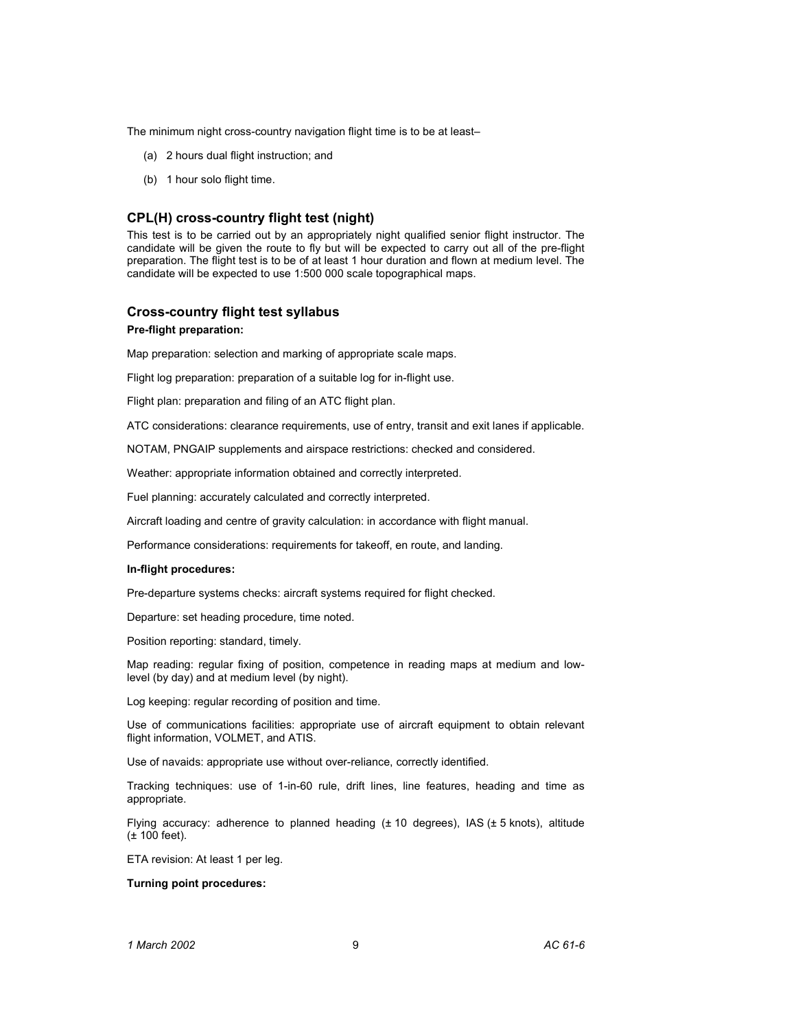The minimum night cross-country navigation flight time is to be at least–

(a) 2 hours dual flight instruction; and

(b) 1 hour solo flight time.

## CPL(H) cross-country flight test (night)

This test is to be carried out by an appropriately night qualified senior flight instructor. The candidate will be given the route to fly but will be expected to carry out all of the pre-flight preparation. The flight test is to be of at least 1 hour duration and flown at medium level. The candidate will be expected to use 1:500 000 scale topographical maps.

## Cross-country flight test syllabus

**Pre-flight preparation:**

Map preparation: selection and marking of appropriate scale maps.

Flight log preparation: preparation of a suitable log for in-flight use.

Flight plan: preparation and filing of an ATC flight plan.

ATC considerations: clearance requirements, use of entry, transit and exit lanes if applicable.

NOTAM, PNGAIP supplements and airspace restrictions: checked and considered.

Weather: appropriate information obtained and correctly interpreted.

Fuel planning: accurately calculated and correctly interpreted.

Aircraft loading and centre of gravity calculation: in accordance with flight manual.

Performance considerations: requirements for takeoff, en route, and landing.

**In-flight procedures:**

Pre-departure systems checks: aircraft systems required for flight checked.

Departure: set heading procedure, time noted.

Position reporting: standard, timely.

Map reading: regular fixing of position, competence in reading maps at medium and low-level (by day) and at medium level (by night).

Log keeping: regular recording of position and time.

Use of communications facilities: appropriate use of aircraft equipment to obtain relevant flight information, VOLMET, and ATIS.

Use of navaids: appropriate use without over-reliance, correctly identified.

Tracking techniques: use of 1-in-60 rule, drift lines, line features, heading and time as appropriate.

Flying accuracy: adherence to planned heading (± 10 degrees), IAS (± 5 knots), altitude (± 100 feet).

ETA revision: At least 1 per leg.

**Turning point procedures:**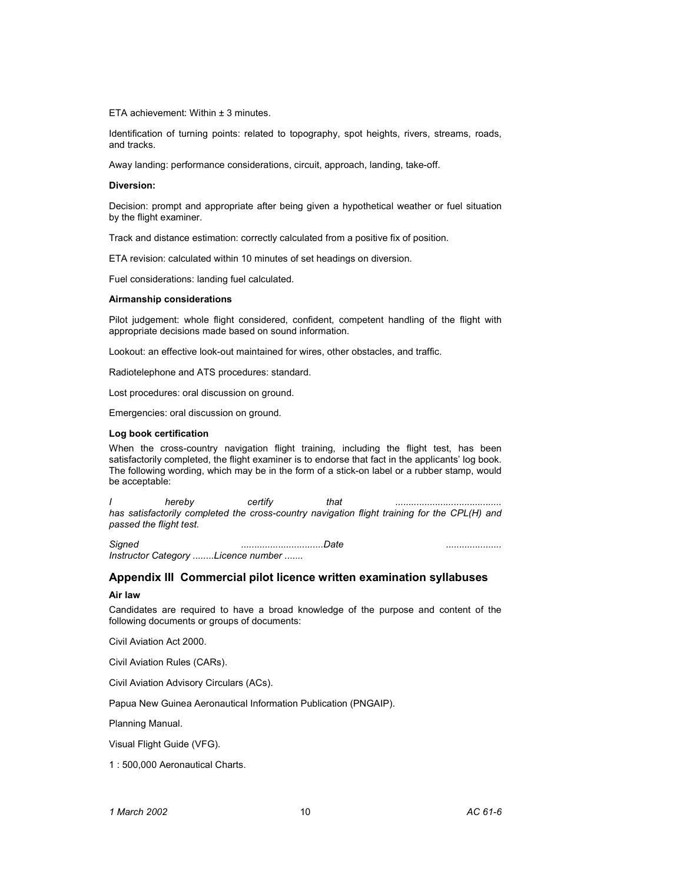ETA achievement: Within ± 3 minutes.

Identification of turning points: related to topography, spot heights, rivers, streams, roads, and tracks.

Away landing: performance considerations, circuit, approach, landing, take-off.

**Diversion:**

Decision: prompt and appropriate after being given a hypothetical weather or fuel situation by the flight examiner.

Track and distance estimation: correctly calculated from a positive fix of position.

ETA revision: calculated within 10 minutes of set headings on diversion.

Fuel considerations: landing fuel calculated.

**Airmanship considerations**

Pilot judgement: whole flight considered, confident, competent handling of the flight with appropriate decisions made based on sound information.

Lookout: an effective look-out maintained for wires, other obstacles, and traffic.

Radiotelephone and ATS procedures: standard.

Lost procedures: oral discussion on ground.

Emergencies: oral discussion on ground.

**Log book certification**

When the cross-country navigation flight training, including the flight test, has been satisfactorily completed, the flight examiner is to endorse that fact in the applicants' log book. The following wording, which may be in the form of a stick-on label or a rubber stamp, would be acceptable:

*I hereby certify that ........................................ has satisfactorily completed the cross-country navigation flight training for the CPL(H) and passed the flight test.*

*Signed ...............................Date ..................... Instructor Category ........Licence number .......*

## Appendix III Commercial pilot licence written examination syllabuses

**Air law**

Candidates are required to have a broad knowledge of the purpose and content of the following documents or groups of documents:

Civil Aviation Act 2000.

Civil Aviation Rules (CARs).

Civil Aviation Advisory Circulars (ACs).

Papua New Guinea Aeronautical Information Publication (PNGAIP).

Planning Manual.

Visual Flight Guide (VFG).

1 : 500,000 Aeronautical Charts.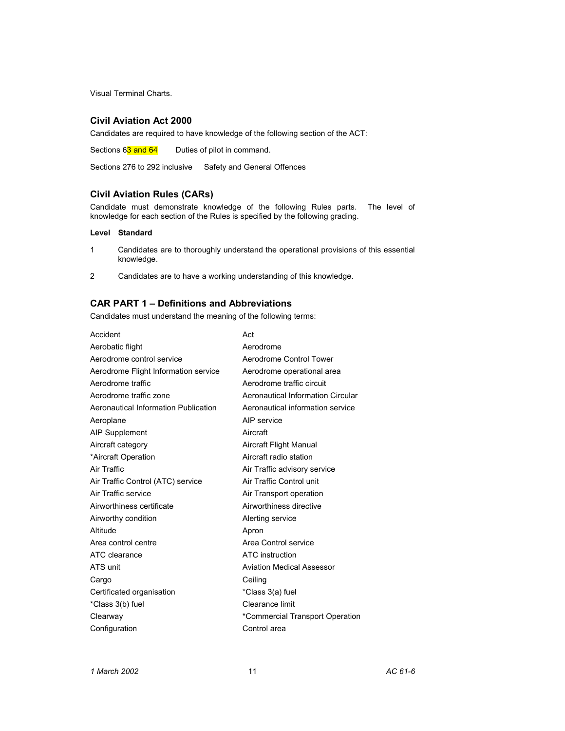Visual Terminal Charts.

## Civil Aviation Act 2000

Candidates are required to have knowledge of the following section of the ACT:

Sections 63 and 64 Duties of pilot in command.

Sections 276 to 292 inclusive Safety and General Offences

## Civil Aviation Rules (CARs)

Candidate must demonstrate knowledge of the following Rules parts. The level of knowledge for each section of the Rules is specified by the following grading.

| Level | Standard |
|---|---|
| 1 | Candidates are to thoroughly understand the operational provisions of this essential knowledge. |
| 2 | Candidates are to have a working understanding of this knowledge. |

## CAR PART 1 – Definitions and Abbreviations

Candidates must understand the meaning of the following terms:

- Accident
- Act
- Aerobatic flight
- Aerodrome
- Aerodrome control service
- Aerodrome Control Tower
- Aerodrome Flight Information service
- Aerodrome operational area
- Aerodrome traffic
- Aerodrome traffic circuit
- Aerodrome traffic zone
- Aeronautical Information Circular
- Aeronautical Information Publication
- Aeronautical information service
- Aeroplane
- AIP service
- AIP Supplement
- Aircraft
- Aircraft category
- Aircraft Flight Manual
- *Aircraft Operation
- Aircraft radio station
- Air Traffic
- Air Traffic advisory service
- Air Traffic Control (ATC) service
- Air Traffic Control unit
- Air Traffic service
- Air Transport operation
- Airworthiness certificate
- Airworthiness directive
- Airworthy condition
- Alerting service
- Altitude
- Apron
- Area control centre
- Area Control service
- ATC clearance
- ATC instruction
- ATS unit
- Aviation Medical Assessor
- Cargo
- Ceiling
- Certificated organisation
- *Class 3(a) fuel
- *Class 3(b) fuel
- Clearance limit
- Clearway
- *Commercial Transport Operation
- Configuration
- Control area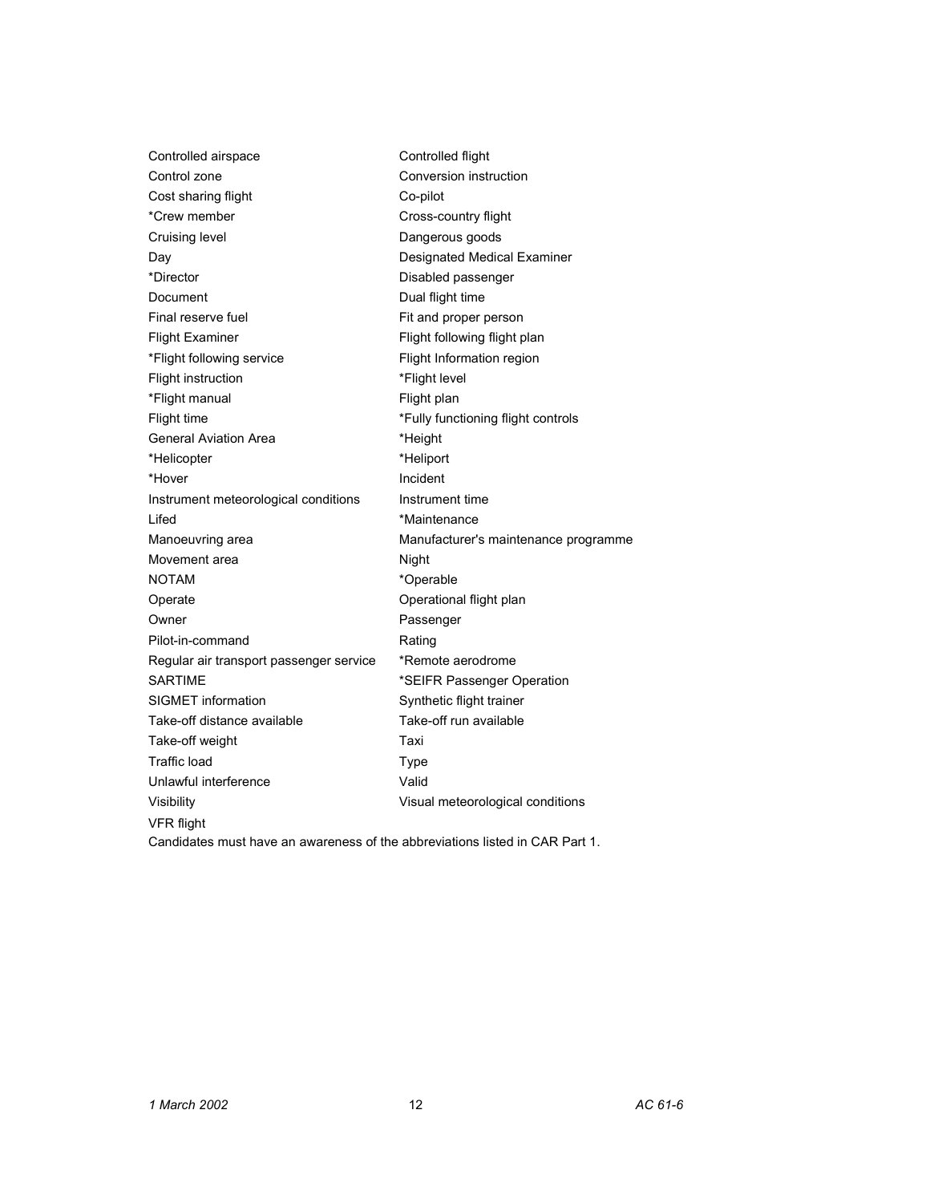Controlled airspace
Controlled flight
Control zone
Conversion instruction
Cost sharing flight
Co-pilot
*Crew member
Cross-country flight
Cruising level
Dangerous goods
Day
Designated Medical Examiner
*Director
Disabled passenger
Document
Dual flight time
Final reserve fuel
Fit and proper person
Flight Examiner
Flight following flight plan
*Flight following service
Flight Information region
Flight instruction
*Flight level
*Flight manual
Flight plan
Flight time
*Fully functioning flight controls
General Aviation Area
*Height
*Helicopter
*Heliport
*Hover
Incident
Instrument meteorological conditions
Instrument time
Lifed
*Maintenance
Manoeuvring area
Manufacturer's maintenance programme
Movement area
Night
NOTAM
*Operable
Operate
Operational flight plan
Owner
Passenger
Pilot-in-command
Rating
Regular air transport passenger service
*Remote aerodrome
SARTIME
*SEIFR Passenger Operation
SIGMET information
Synthetic flight trainer
Take-off distance available
Take-off run available
Take-off weight
Taxi
Traffic load
Type
Unlawful interference
Valid
Visibility
Visual meteorological conditions
VFR flight

Candidates must have an awareness of the abbreviations listed in CAR Part 1.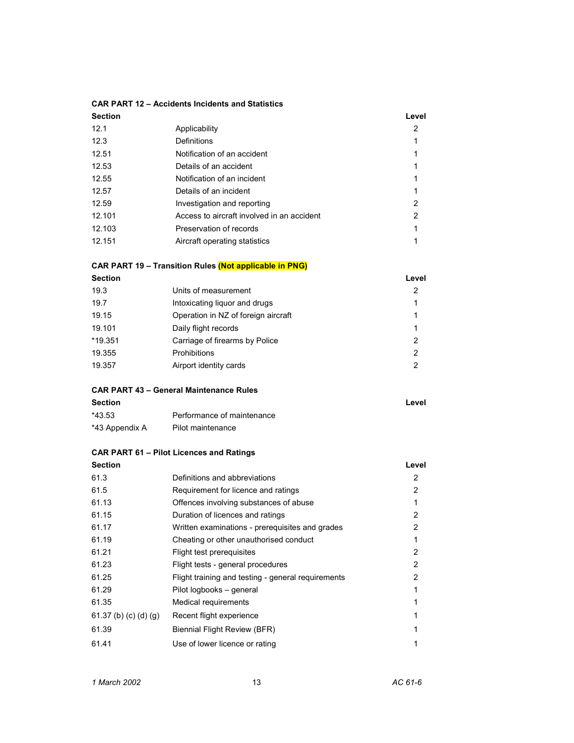**CAR PART 12 – Accidents Incidents and Statistics**

| Section | | Level |
|---|---|---|
| 12.1 | Applicability | 2 |
| 12.3 | Definitions | 1 |
| 12.51 | Notification of an accident | 1 |
| 12.53 | Details of an accident | 1 |
| 12.55 | Notification of an incident | 1 |
| 12.57 | Details of an incident | 1 |
| 12.59 | Investigation and reporting | 2 |
| 12.101 | Access to aircraft involved in an accident | 2 |
| 12.103 | Preservation of records | 1 |
| 12.151 | Aircraft operating statistics | 1 |

**CAR PART 19 – Transition Rules (Not applicable in PNG)**

| Section | | Level |
|---|---|---|
| 19.3 | Units of measurement | 2 |
| 19.7 | Intoxicating liquor and drugs | 1 |
| 19.15 | Operation in NZ of foreign aircraft | 1 |
| 19.101 | Daily flight records | 1 |
| *19.351 | Carriage of firearms by Police | 2 |
| 19.355 | Prohibitions | 2 |
| 19.357 | Airport identity cards | 2 |

**CAR PART 43 – General Maintenance Rules**

| Section | | Level |
|---|---|---|
| *43.53 | Performance of maintenance | |
| *43 Appendix A | Pilot maintenance | |

**CAR PART 61 – Pilot Licences and Ratings**

| Section | | Level |
|---|---|---|
| 61.3 | Definitions and abbreviations | 2 |
| 61.5 | Requirement for licence and ratings | 2 |
| 61.13 | Offences involving substances of abuse | 1 |
| 61.15 | Duration of licences and ratings | 2 |
| 61.17 | Written examinations - prerequisites and grades | 2 |
| 61.19 | Cheating or other unauthorised conduct | 1 |
| 61.21 | Flight test prerequisites | 2 |
| 61.23 | Flight tests - general procedures | 2 |
| 61.25 | Flight training and testing - general requirements | 2 |
| 61.29 | Pilot logbooks – general | 1 |
| 61.35 | Medical requirements | 1 |
| 61.37 (b) (c) (d) (g) | Recent flight experience | 1 |
| 61.39 | Biennial Flight Review (BFR) | 1 |
| 61.41 | Use of lower licence or rating | 1 |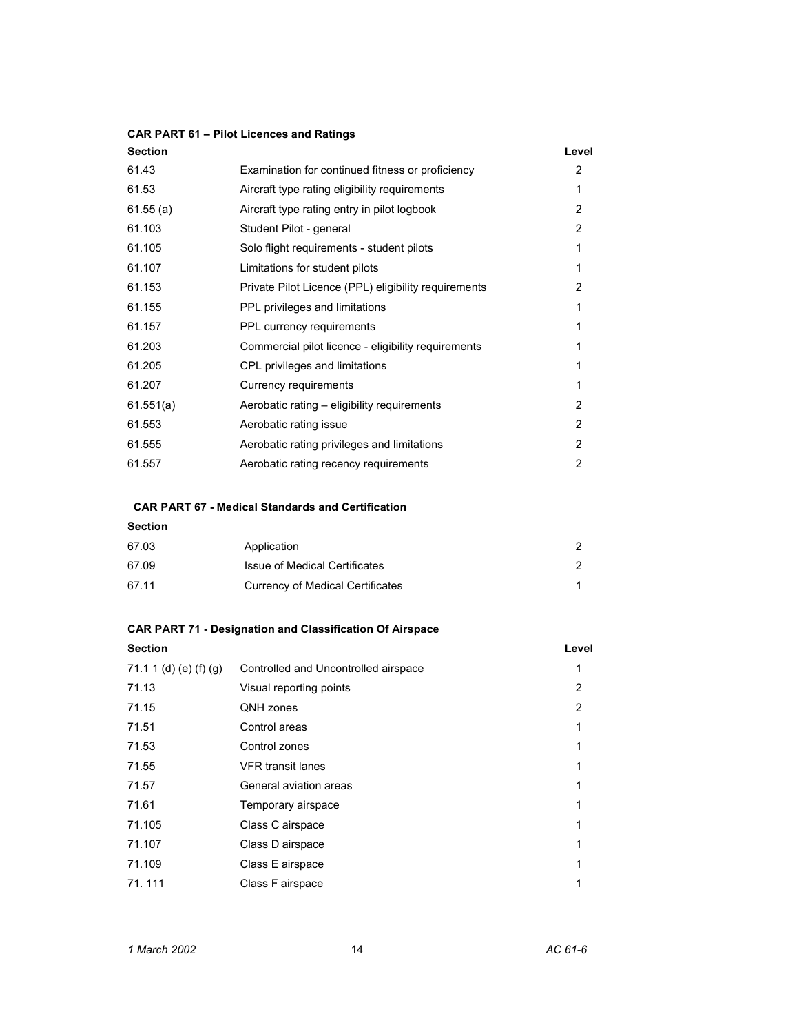**CAR PART 61 – Pilot Licences and Ratings**

| Section | | Level |
|---|---|---|
| 61.43 | Examination for continued fitness or proficiency | 2 |
| 61.53 | Aircraft type rating eligibility requirements | 1 |
| 61.55 (a) | Aircraft type rating entry in pilot logbook | 2 |
| 61.103 | Student Pilot - general | 2 |
| 61.105 | Solo flight requirements - student pilots | 1 |
| 61.107 | Limitations for student pilots | 1 |
| 61.153 | Private Pilot Licence (PPL) eligibility requirements | 2 |
| 61.155 | PPL privileges and limitations | 1 |
| 61.157 | PPL currency requirements | 1 |
| 61.203 | Commercial pilot licence - eligibility requirements | 1 |
| 61.205 | CPL privileges and limitations | 1 |
| 61.207 | Currency requirements | 1 |
| 61.551(a) | Aerobatic rating – eligibility requirements | 2 |
| 61.553 | Aerobatic rating issue | 2 |
| 61.555 | Aerobatic rating privileges and limitations | 2 |
| 61.557 | Aerobatic rating recency requirements | 2 |

**CAR PART 67 - Medical Standards and Certification**

| Section | | |
|---|---|---|
| 67.03 | Application | 2 |
| 67.09 | Issue of Medical Certificates | 2 |
| 67.11 | Currency of Medical Certificates | 1 |

**CAR PART 71 - Designation and Classification Of Airspace**

| Section | | Level |
|---|---|---|
| 71.1 1 (d) (e) (f) (g) | Controlled and Uncontrolled airspace | 1 |
| 71.13 | Visual reporting points | 2 |
| 71.15 | QNH zones | 2 |
| 71.51 | Control areas | 1 |
| 71.53 | Control zones | 1 |
| 71.55 | VFR transit lanes | 1 |
| 71.57 | General aviation areas | 1 |
| 71.61 | Temporary airspace | 1 |
| 71.105 | Class C airspace | 1 |
| 71.107 | Class D airspace | 1 |
| 71.109 | Class E airspace | 1 |
| 71. 111 | Class F airspace | 1 |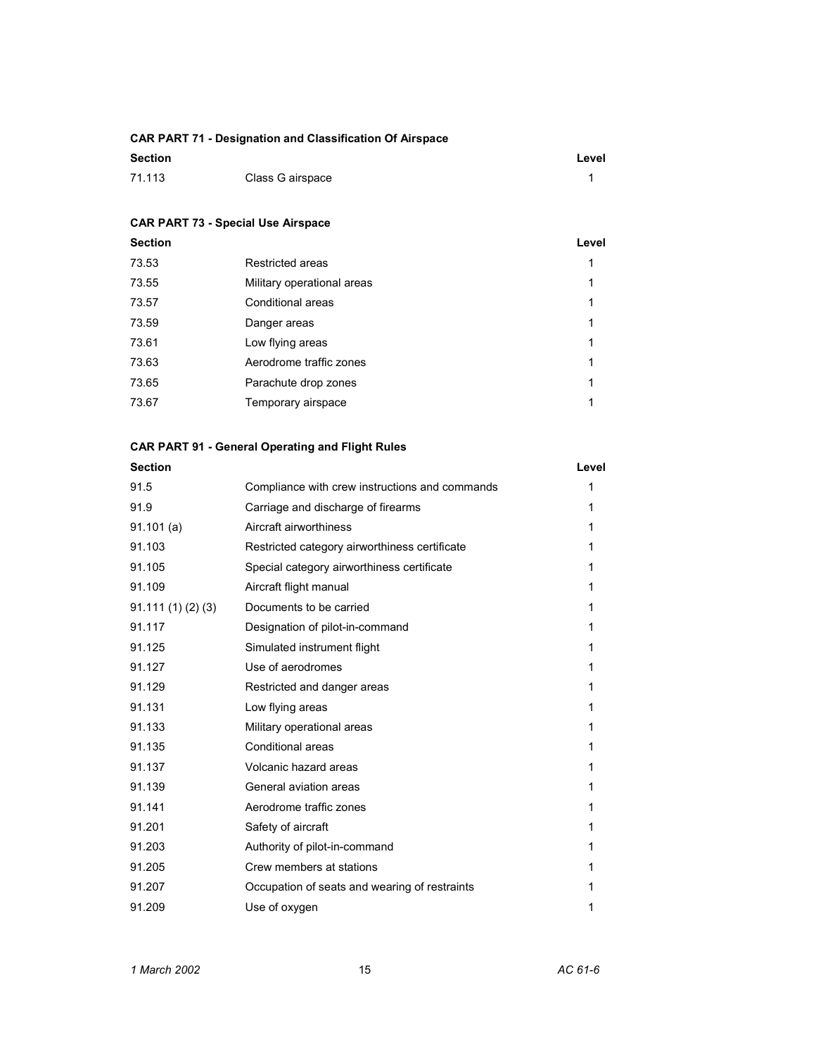**CAR PART 71 - Designation and Classification Of Airspace**

| Section | | Level |
|---|---|---|
| 71.113 | Class G airspace | 1 |

**CAR PART 73 - Special Use Airspace**

| Section | | Level |
|---|---|---|
| 73.53 | Restricted areas | 1 |
| 73.55 | Military operational areas | 1 |
| 73.57 | Conditional areas | 1 |
| 73.59 | Danger areas | 1 |
| 73.61 | Low flying areas | 1 |
| 73.63 | Aerodrome traffic zones | 1 |
| 73.65 | Parachute drop zones | 1 |
| 73.67 | Temporary airspace | 1 |

**CAR PART 91 - General Operating and Flight Rules**

| Section | | Level |
|---|---|---|
| 91.5 | Compliance with crew instructions and commands | 1 |
| 91.9 | Carriage and discharge of firearms | 1 |
| 91.101 (a) | Aircraft airworthiness | 1 |
| 91.103 | Restricted category airworthiness certificate | 1 |
| 91.105 | Special category airworthiness certificate | 1 |
| 91.109 | Aircraft flight manual | 1 |
| 91.111 (1) (2) (3) | Documents to be carried | 1 |
| 91.117 | Designation of pilot-in-command | 1 |
| 91.125 | Simulated instrument flight | 1 |
| 91.127 | Use of aerodromes | 1 |
| 91.129 | Restricted and danger areas | 1 |
| 91.131 | Low flying areas | 1 |
| 91.133 | Military operational areas | 1 |
| 91.135 | Conditional areas | 1 |
| 91.137 | Volcanic hazard areas | 1 |
| 91.139 | General aviation areas | 1 |
| 91.141 | Aerodrome traffic zones | 1 |
| 91.201 | Safety of aircraft | 1 |
| 91.203 | Authority of pilot-in-command | 1 |
| 91.205 | Crew members at stations | 1 |
| 91.207 | Occupation of seats and wearing of restraints | 1 |
| 91.209 | Use of oxygen | 1 |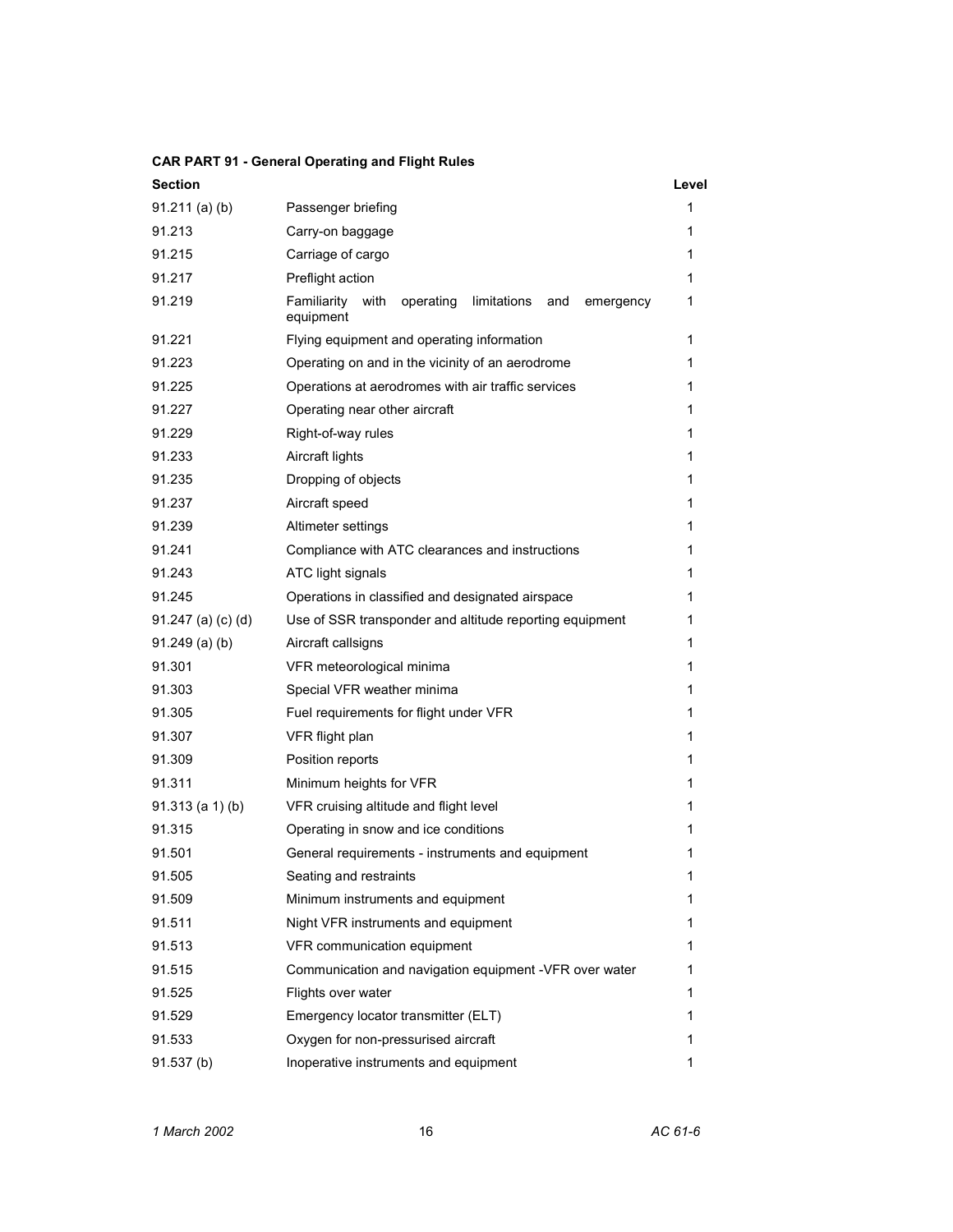**CAR PART 91 - General Operating and Flight Rules**

| Section | | Level |
|---|---|---|
| 91.211 (a) (b) | Passenger briefing | 1 |
| 91.213 | Carry-on baggage | 1 |
| 91.215 | Carriage of cargo | 1 |
| 91.217 | Preflight action | 1 |
| 91.219 | Familiarity with operating limitations and emergency equipment | 1 |
| 91.221 | Flying equipment and operating information | 1 |
| 91.223 | Operating on and in the vicinity of an aerodrome | 1 |
| 91.225 | Operations at aerodromes with air traffic services | 1 |
| 91.227 | Operating near other aircraft | 1 |
| 91.229 | Right-of-way rules | 1 |
| 91.233 | Aircraft lights | 1 |
| 91.235 | Dropping of objects | 1 |
| 91.237 | Aircraft speed | 1 |
| 91.239 | Altimeter settings | 1 |
| 91.241 | Compliance with ATC clearances and instructions | 1 |
| 91.243 | ATC light signals | 1 |
| 91.245 | Operations in classified and designated airspace | 1 |
| 91.247 (a) (c) (d) | Use of SSR transponder and altitude reporting equipment | 1 |
| 91.249 (a) (b) | Aircraft callsigns | 1 |
| 91.301 | VFR meteorological minima | 1 |
| 91.303 | Special VFR weather minima | 1 |
| 91.305 | Fuel requirements for flight under VFR | 1 |
| 91.307 | VFR flight plan | 1 |
| 91.309 | Position reports | 1 |
| 91.311 | Minimum heights for VFR | 1 |
| 91.313 (a 1) (b) | VFR cruising altitude and flight level | 1 |
| 91.315 | Operating in snow and ice conditions | 1 |
| 91.501 | General requirements - instruments and equipment | 1 |
| 91.505 | Seating and restraints | 1 |
| 91.509 | Minimum instruments and equipment | 1 |
| 91.511 | Night VFR instruments and equipment | 1 |
| 91.513 | VFR communication equipment | 1 |
| 91.515 | Communication and navigation equipment -VFR over water | 1 |
| 91.525 | Flights over water | 1 |
| 91.529 | Emergency locator transmitter (ELT) | 1 |
| 91.533 | Oxygen for non-pressurised aircraft | 1 |
| 91.537 (b) | Inoperative instruments and equipment | 1 |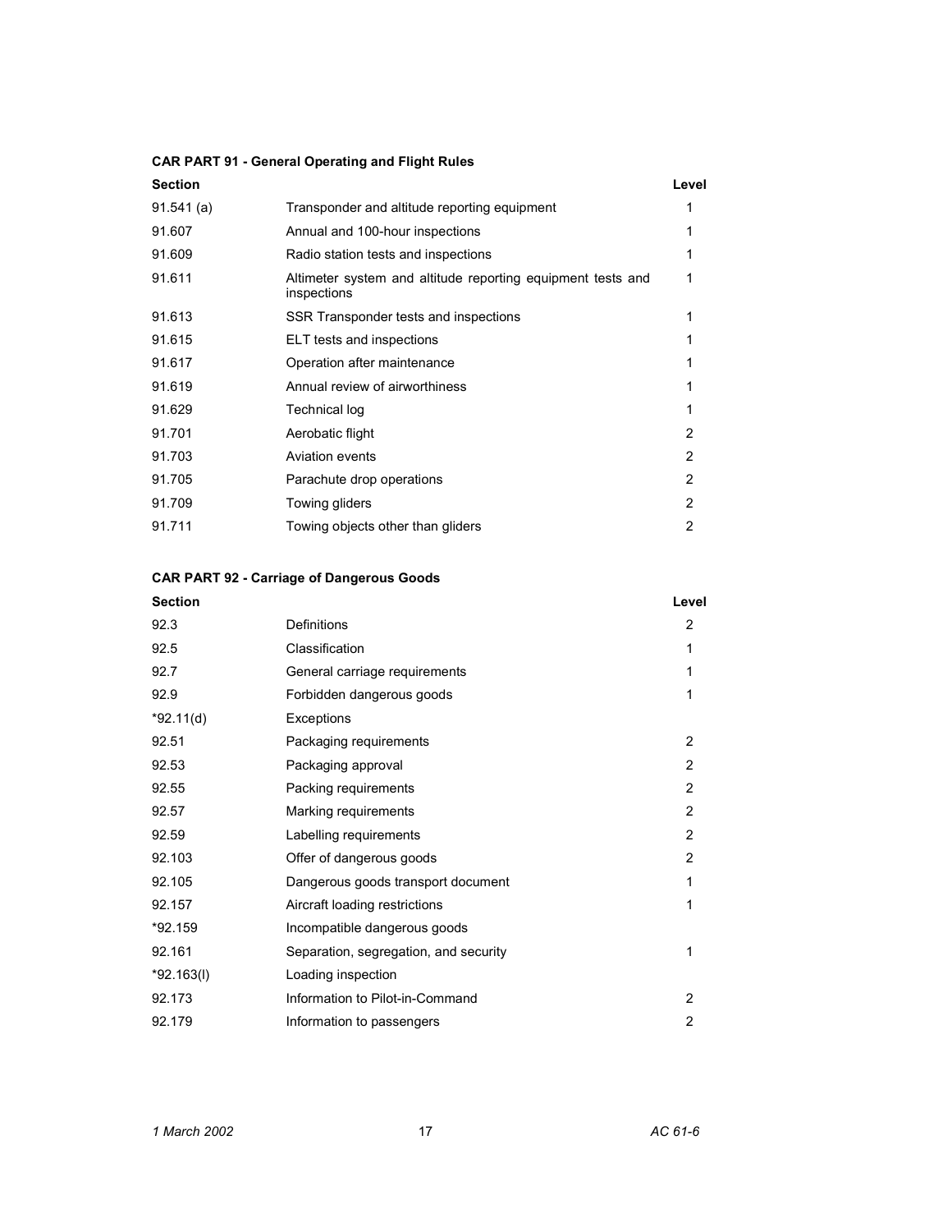**CAR PART 91 - General Operating and Flight Rules**

| Section | | Level |
|---|---|---|
| 91.541 (a) | Transponder and altitude reporting equipment | 1 |
| 91.607 | Annual and 100-hour inspections | 1 |
| 91.609 | Radio station tests and inspections | 1 |
| 91.611 | Altimeter system and altitude reporting equipment tests and inspections | 1 |
| 91.613 | SSR Transponder tests and inspections | 1 |
| 91.615 | ELT tests and inspections | 1 |
| 91.617 | Operation after maintenance | 1 |
| 91.619 | Annual review of airworthiness | 1 |
| 91.629 | Technical log | 1 |
| 91.701 | Aerobatic flight | 2 |
| 91.703 | Aviation events | 2 |
| 91.705 | Parachute drop operations | 2 |
| 91.709 | Towing gliders | 2 |
| 91.711 | Towing objects other than gliders | 2 |

**CAR PART 92 - Carriage of Dangerous Goods**

| Section | | Level |
|---|---|---|
| 92.3 | Definitions | 2 |
| 92.5 | Classification | 1 |
| 92.7 | General carriage requirements | 1 |
| 92.9 | Forbidden dangerous goods | 1 |
| *92.11(d) | Exceptions | |
| 92.51 | Packaging requirements | 2 |
| 92.53 | Packaging approval | 2 |
| 92.55 | Packing requirements | 2 |
| 92.57 | Marking requirements | 2 |
| 92.59 | Labelling requirements | 2 |
| 92.103 | Offer of dangerous goods | 2 |
| 92.105 | Dangerous goods transport document | 1 |
| 92.157 | Aircraft loading restrictions | 1 |
| *92.159 | Incompatible dangerous goods | |
| 92.161 | Separation, segregation, and security | 1 |
| *92.163(l) | Loading inspection | |
| 92.173 | Information to Pilot-in-Command | 2 |
| 92.179 | Information to passengers | 2 |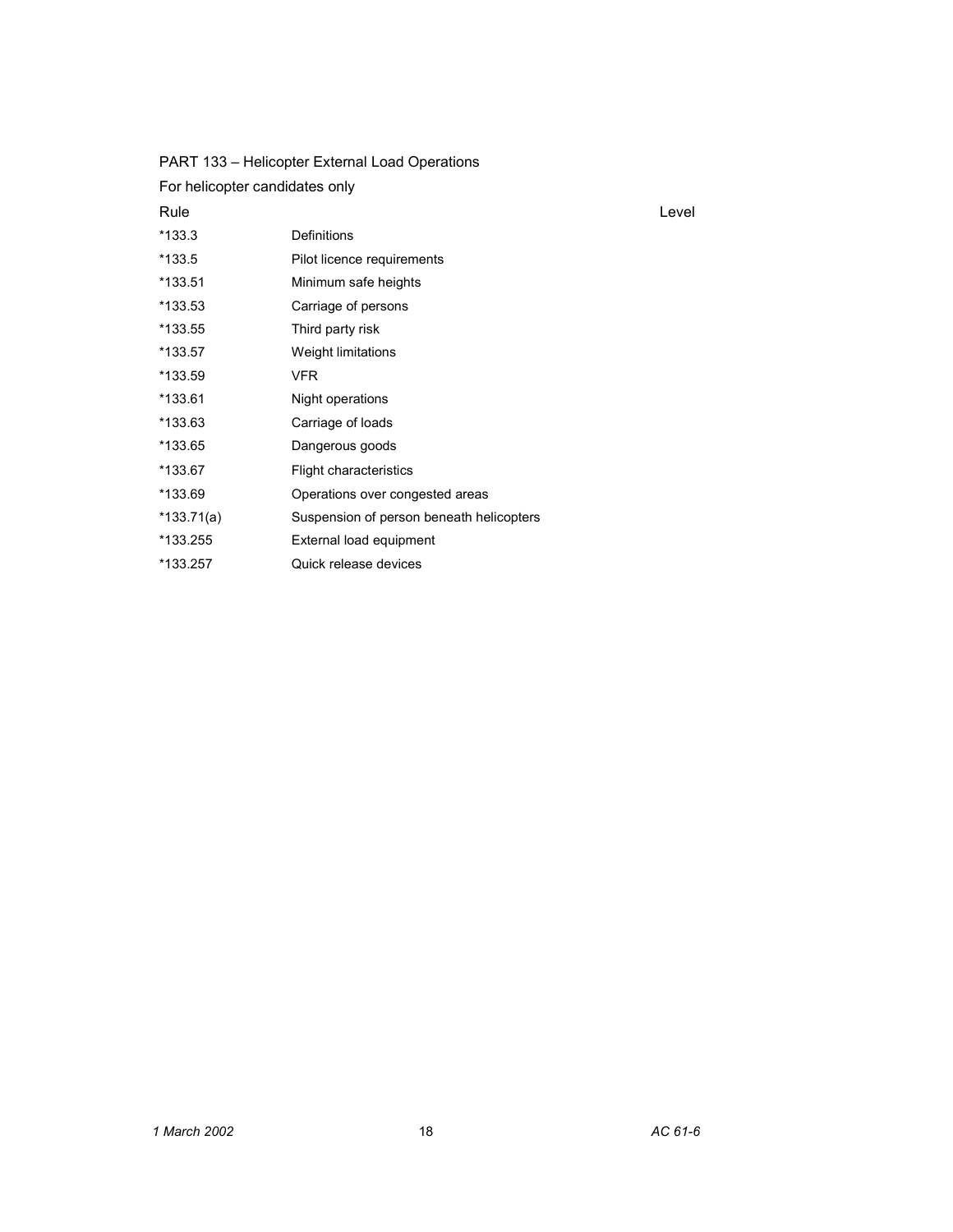PART 133 – Helicopter External Load Operations

For helicopter candidates only

| Rule | | Level |
|---|---|---|
| *133.3 | Definitions | |
| *133.5 | Pilot licence requirements | |
| *133.51 | Minimum safe heights | |
| *133.53 | Carriage of persons | |
| *133.55 | Third party risk | |
| *133.57 | Weight limitations | |
| *133.59 | VFR | |
| *133.61 | Night operations | |
| *133.63 | Carriage of loads | |
| *133.65 | Dangerous goods | |
| *133.67 | Flight characteristics | |
| *133.69 | Operations over congested areas | |
| *133.71(a) | Suspension of person beneath helicopters | |
| *133.255 | External load equipment | |
| *133.257 | Quick release devices | |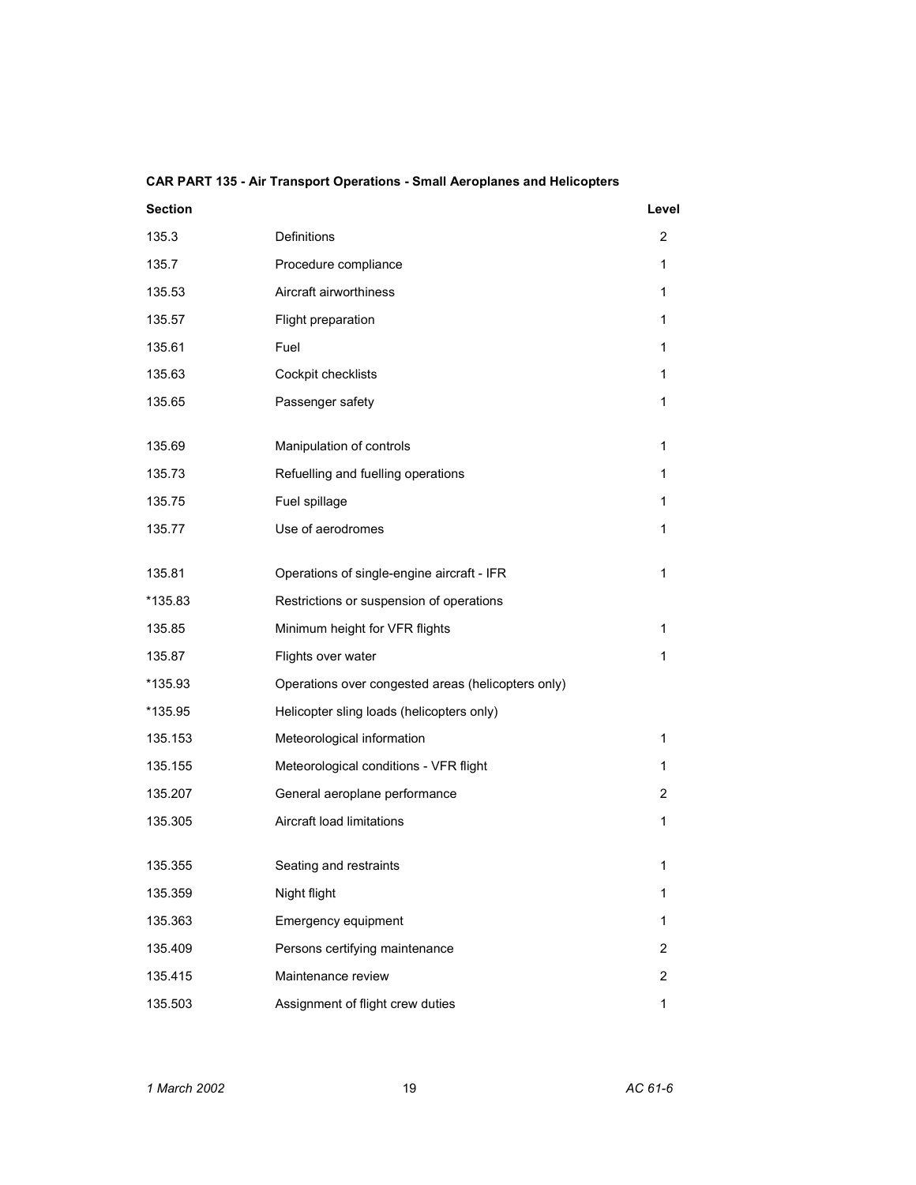**CAR PART 135 - Air Transport Operations - Small Aeroplanes and Helicopters**

| Section | | Level |
|---|---|---|
| 135.3 | Definitions | 2 |
| 135.7 | Procedure compliance | 1 |
| 135.53 | Aircraft airworthiness | 1 |
| 135.57 | Flight preparation | 1 |
| 135.61 | Fuel | 1 |
| 135.63 | Cockpit checklists | 1 |
| 135.65 | Passenger safety | 1 |
| 135.69 | Manipulation of controls | 1 |
| 135.73 | Refuelling and fuelling operations | 1 |
| 135.75 | Fuel spillage | 1 |
| 135.77 | Use of aerodromes | 1 |
| 135.81 | Operations of single-engine aircraft - IFR | 1 |
| *135.83 | Restrictions or suspension of operations | |
| 135.85 | Minimum height for VFR flights | 1 |
| 135.87 | Flights over water | 1 |
| *135.93 | Operations over congested areas (helicopters only) | |
| *135.95 | Helicopter sling loads (helicopters only) | |
| 135.153 | Meteorological information | 1 |
| 135.155 | Meteorological conditions - VFR flight | 1 |
| 135.207 | General aeroplane performance | 2 |
| 135.305 | Aircraft load limitations | 1 |
| 135.355 | Seating and restraints | 1 |
| 135.359 | Night flight | 1 |
| 135.363 | Emergency equipment | 1 |
| 135.409 | Persons certifying maintenance | 2 |
| 135.415 | Maintenance review | 2 |
| 135.503 | Assignment of flight crew duties | 1 |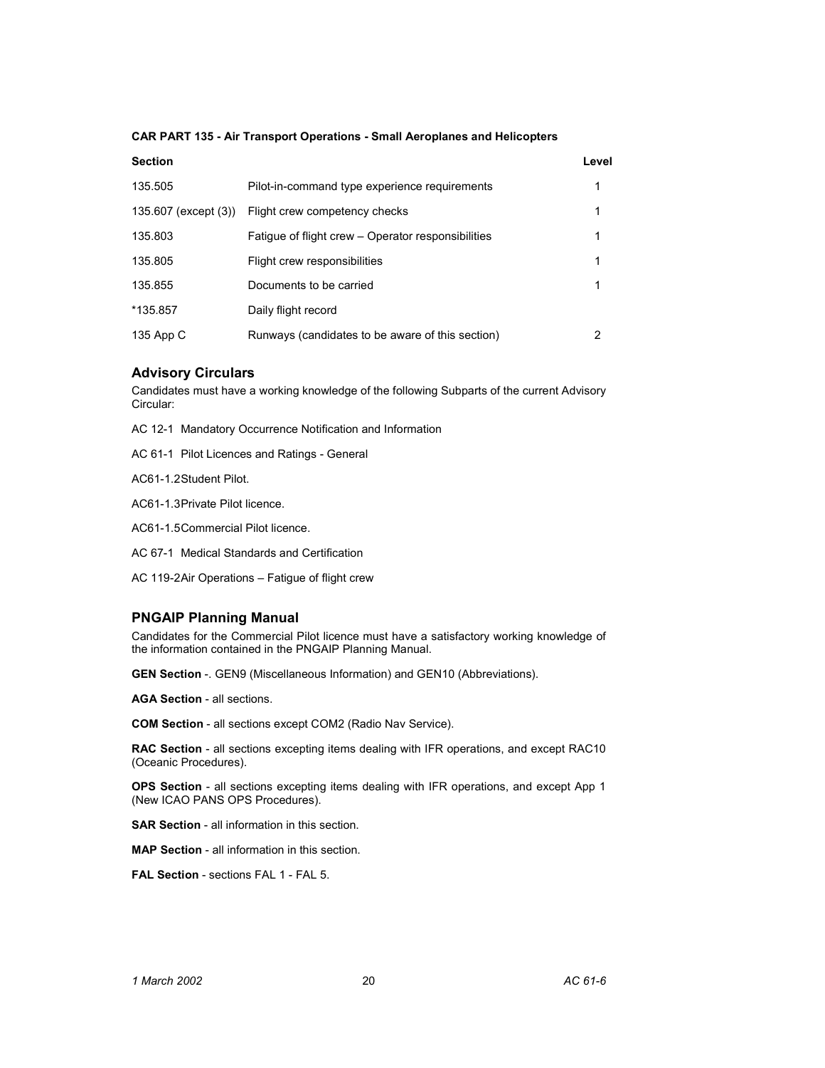**CAR PART 135 - Air Transport Operations - Small Aeroplanes and Helicopters**

| Section | | Level |
|---|---|---|
| 135.505 | Pilot-in-command type experience requirements | 1 |
| 135.607 (except (3)) | Flight crew competency checks | 1 |
| 135.803 | Fatigue of flight crew – Operator responsibilities | 1 |
| 135.805 | Flight crew responsibilities | 1 |
| 135.855 | Documents to be carried | 1 |
| *135.857 | Daily flight record | |
| 135 App C | Runways (candidates to be aware of this section) | 2 |

## Advisory Circulars

Candidates must have a working knowledge of the following Subparts of the current Advisory Circular:

AC 12-1 Mandatory Occurrence Notification and Information

AC 61-1 Pilot Licences and Ratings - General

AC61-1.2Student Pilot.

AC61-1.3Private Pilot licence.

AC61-1.5Commercial Pilot licence.

AC 67-1 Medical Standards and Certification

AC 119-2Air Operations – Fatigue of flight crew

## PNGAIP Planning Manual

Candidates for the Commercial Pilot licence must have a satisfactory working knowledge of the information contained in the PNGAIP Planning Manual.

**GEN Section** -. GEN9 (Miscellaneous Information) and GEN10 (Abbreviations).

**AGA Section** - all sections.

**COM Section** - all sections except COM2 (Radio Nav Service).

**RAC Section** - all sections excepting items dealing with IFR operations, and except RAC10 (Oceanic Procedures).

**OPS Section** - all sections excepting items dealing with IFR operations, and except App 1 (New ICAO PANS OPS Procedures).

**SAR Section** - all information in this section.

**MAP Section** - all information in this section.

**FAL Section** - sections FAL 1 - FAL 5.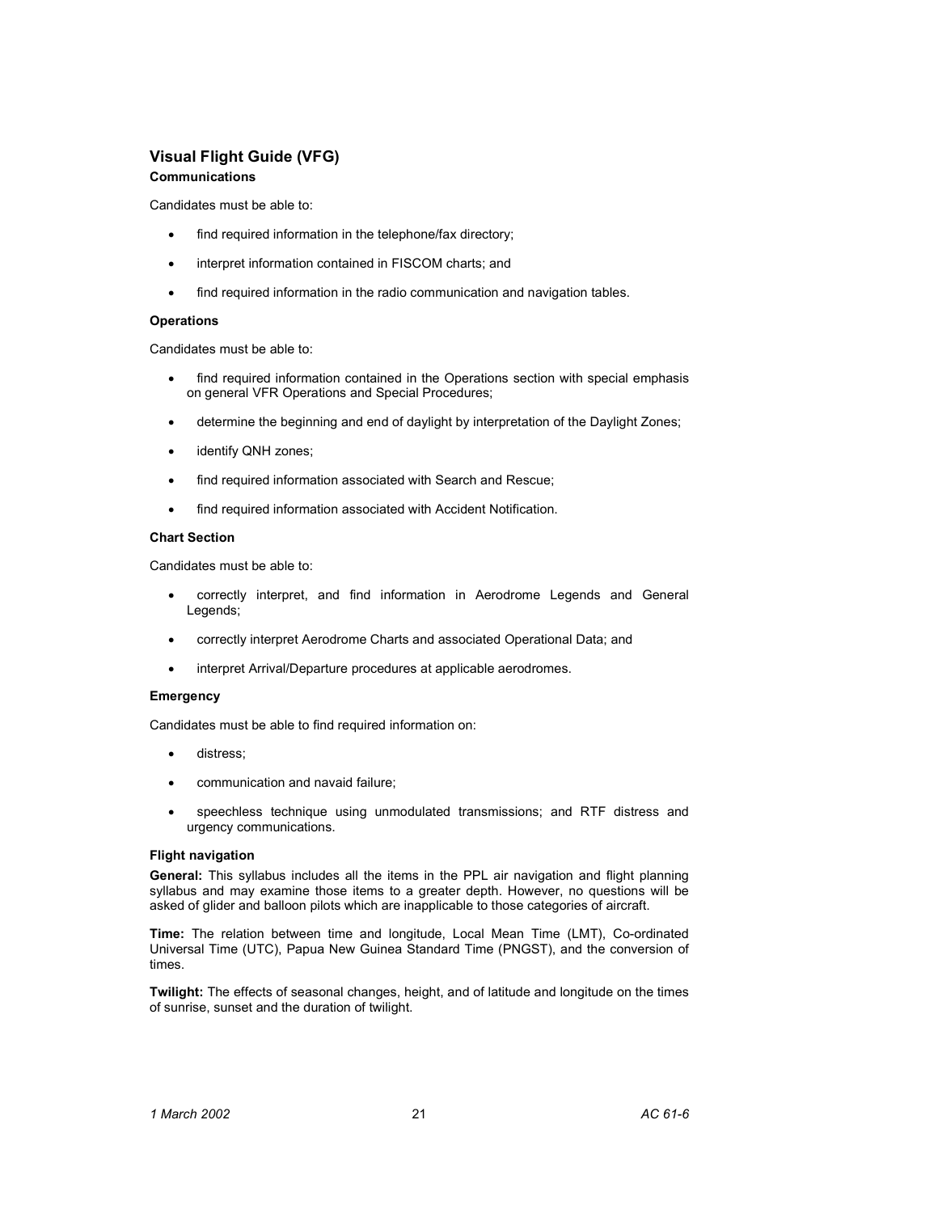## Visual Flight Guide (VFG)

### Communications

Candidates must be able to:

- find required information in the telephone/fax directory;
- interpret information contained in FISCOM charts; and
- find required information in the radio communication and navigation tables.

### Operations

Candidates must be able to:

- find required information contained in the Operations section with special emphasis on general VFR Operations and Special Procedures;
- determine the beginning and end of daylight by interpretation of the Daylight Zones;
- identify QNH zones;
- find required information associated with Search and Rescue;
- find required information associated with Accident Notification.

### Chart Section

Candidates must be able to:

- correctly interpret, and find information in Aerodrome Legends and General Legends;
- correctly interpret Aerodrome Charts and associated Operational Data; and
- interpret Arrival/Departure procedures at applicable aerodromes.

### Emergency

Candidates must be able to find required information on:

- distress;
- communication and navaid failure;
- speechless technique using unmodulated transmissions; and RTF distress and urgency communications.

### Flight navigation

**General:** This syllabus includes all the items in the PPL air navigation and flight planning syllabus and may examine those items to a greater depth. However, no questions will be asked of glider and balloon pilots which are inapplicable to those categories of aircraft.

**Time:** The relation between time and longitude, Local Mean Time (LMT), Co-ordinated Universal Time (UTC), Papua New Guinea Standard Time (PNGST), and the conversion of times.

**Twilight:** The effects of seasonal changes, height, and of latitude and longitude on the times of sunrise, sunset and the duration of twilight.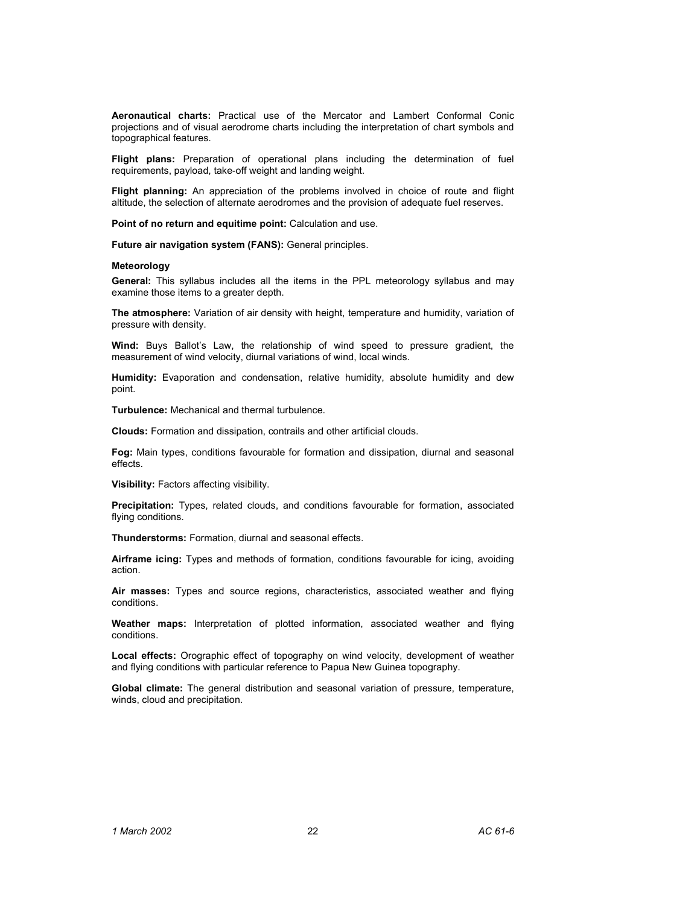**Aeronautical charts:** Practical use of the Mercator and Lambert Conformal Conic projections and of visual aerodrome charts including the interpretation of chart symbols and topographical features.

**Flight plans:** Preparation of operational plans including the determination of fuel requirements, payload, take-off weight and landing weight.

**Flight planning:** An appreciation of the problems involved in choice of route and flight altitude, the selection of alternate aerodromes and the provision of adequate fuel reserves.

**Point of no return and equitime point:** Calculation and use.

**Future air navigation system (FANS):** General principles.

### Meteorology

**General:** This syllabus includes all the items in the PPL meteorology syllabus and may examine those items to a greater depth.

**The atmosphere:** Variation of air density with height, temperature and humidity, variation of pressure with density.

**Wind:** Buys Ballot's Law, the relationship of wind speed to pressure gradient, the measurement of wind velocity, diurnal variations of wind, local winds.

**Humidity:** Evaporation and condensation, relative humidity, absolute humidity and dew point.

**Turbulence:** Mechanical and thermal turbulence.

**Clouds:** Formation and dissipation, contrails and other artificial clouds.

**Fog:** Main types, conditions favourable for formation and dissipation, diurnal and seasonal effects.

**Visibility:** Factors affecting visibility.

**Precipitation:** Types, related clouds, and conditions favourable for formation, associated flying conditions.

**Thunderstorms:** Formation, diurnal and seasonal effects.

**Airframe icing:** Types and methods of formation, conditions favourable for icing, avoiding action.

**Air masses:** Types and source regions, characteristics, associated weather and flying conditions.

**Weather maps:** Interpretation of plotted information, associated weather and flying conditions.

**Local effects:** Orographic effect of topography on wind velocity, development of weather and flying conditions with particular reference to Papua New Guinea topography.

**Global climate:** The general distribution and seasonal variation of pressure, temperature, winds, cloud and precipitation.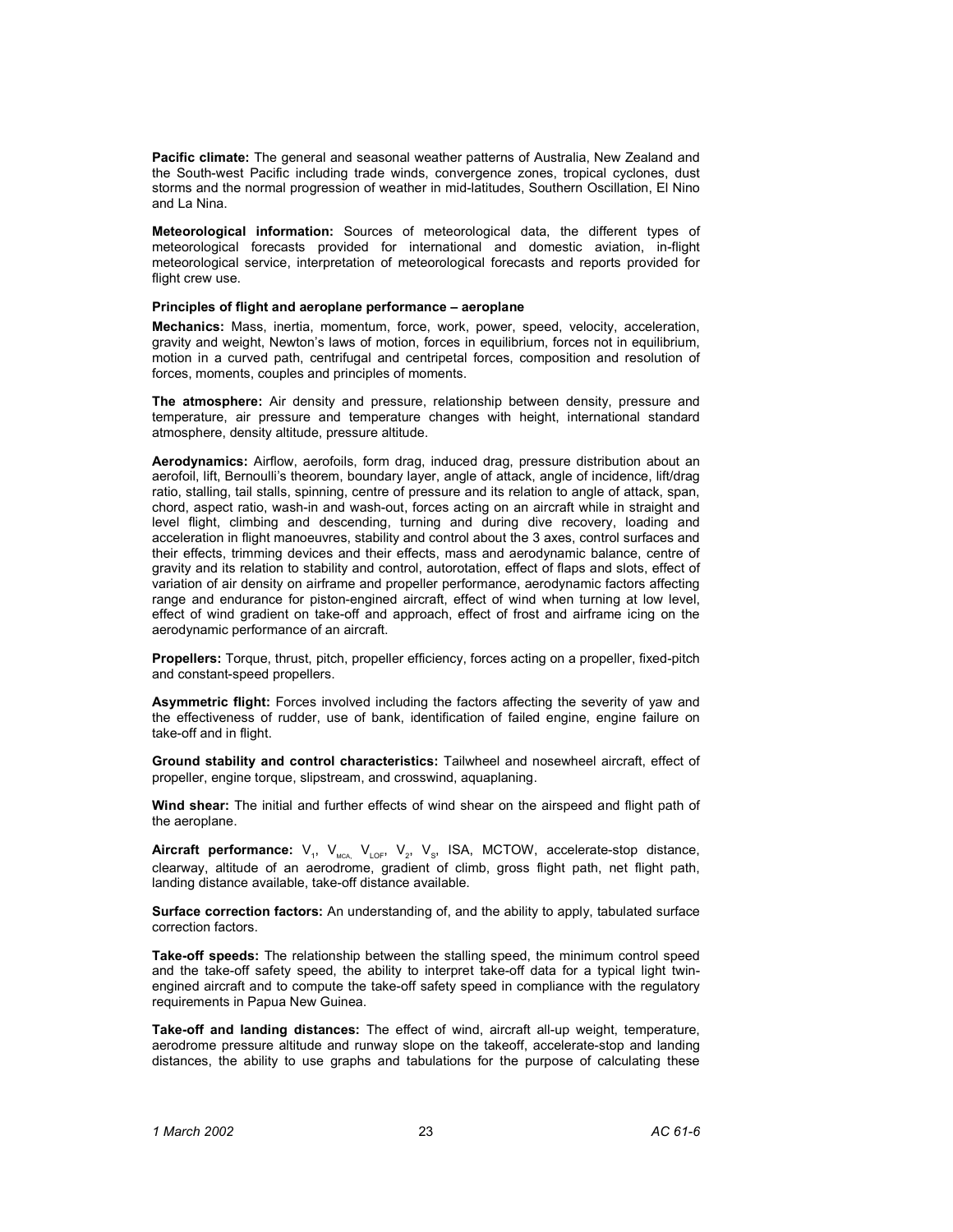**Pacific climate:** The general and seasonal weather patterns of Australia, New Zealand and the South-west Pacific including trade winds, convergence zones, tropical cyclones, dust storms and the normal progression of weather in mid-latitudes, Southern Oscillation, El Nino and La Nina.

**Meteorological information:** Sources of meteorological data, the different types of meteorological forecasts provided for international and domestic aviation, in-flight meteorological service, interpretation of meteorological forecasts and reports provided for flight crew use.

**Principles of flight and aeroplane performance – aeroplane**

**Mechanics:** Mass, inertia, momentum, force, work, power, speed, velocity, acceleration, gravity and weight, Newton's laws of motion, forces in equilibrium, forces not in equilibrium, motion in a curved path, centrifugal and centripetal forces, composition and resolution of forces, moments, couples and principles of moments.

**The atmosphere:** Air density and pressure, relationship between density, pressure and temperature, air pressure and temperature changes with height, international standard atmosphere, density altitude, pressure altitude.

**Aerodynamics:** Airflow, aerofoils, form drag, induced drag, pressure distribution about an aerofoil, lift, Bernoulli's theorem, boundary layer, angle of attack, angle of incidence, lift/drag ratio, stalling, tail stalls, spinning, centre of pressure and its relation to angle of attack, span, chord, aspect ratio, wash-in and wash-out, forces acting on an aircraft while in straight and level flight, climbing and descending, turning and during dive recovery, loading and acceleration in flight manoeuvres, stability and control about the 3 axes, control surfaces and their effects, trimming devices and their effects, mass and aerodynamic balance, centre of gravity and its relation to stability and control, autorotation, effect of flaps and slots, effect of variation of air density on airframe and propeller performance, aerodynamic factors affecting range and endurance for piston-engined aircraft, effect of wind when turning at low level, effect of wind gradient on take-off and approach, effect of frost and airframe icing on the aerodynamic performance of an aircraft.

**Propellers:** Torque, thrust, pitch, propeller efficiency, forces acting on a propeller, fixed-pitch and constant-speed propellers.

**Asymmetric flight:** Forces involved including the factors affecting the severity of yaw and the effectiveness of rudder, use of bank, identification of failed engine, engine failure on take-off and in flight.

**Ground stability and control characteristics:** Tailwheel and nosewheel aircraft, effect of propeller, engine torque, slipstream, and crosswind, aquaplaning.

**Wind shear:** The initial and further effects of wind shear on the airspeed and flight path of the aeroplane.

**Aircraft performance:** $V_1$, $V_{MCA}$, $V_{LOF}$, $V_2$, $V_S$, ISA, MCTOW, accelerate-stop distance, clearway, altitude of an aerodrome, gradient of climb, gross flight path, net flight path, landing distance available, take-off distance available.

**Surface correction factors:** An understanding of, and the ability to apply, tabulated surface correction factors.

**Take-off speeds:** The relationship between the stalling speed, the minimum control speed and the take-off safety speed, the ability to interpret take-off data for a typical light twin-engined aircraft and to compute the take-off safety speed in compliance with the regulatory requirements in Papua New Guinea.

**Take-off and landing distances:** The effect of wind, aircraft all-up weight, temperature, aerodrome pressure altitude and runway slope on the takeoff, accelerate-stop and landing distances, the ability to use graphs and tabulations for the purpose of calculating these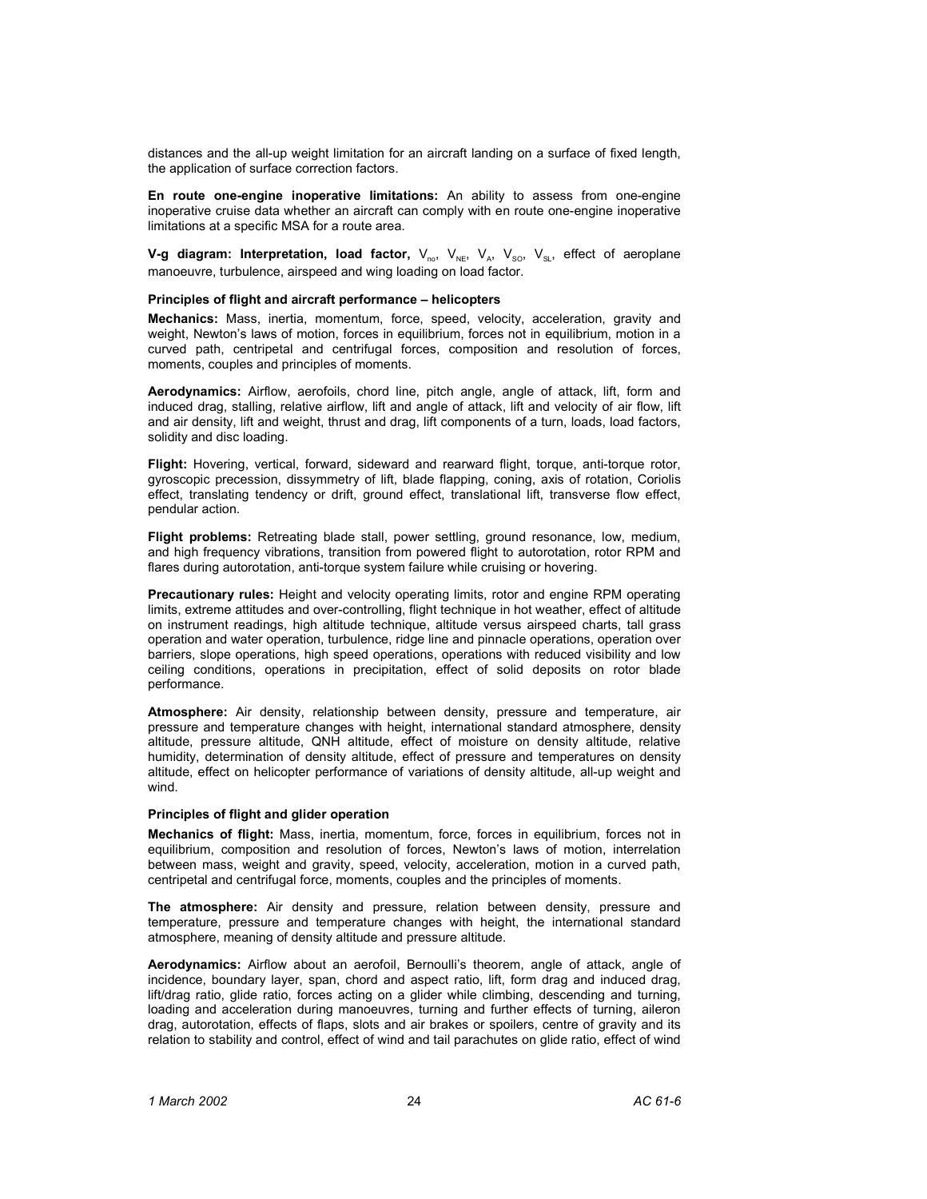distances and the all-up weight limitation for an aircraft landing on a surface of fixed length, the application of surface correction factors.

**En route one-engine inoperative limitations:** An ability to assess from one-engine inoperative cruise data whether an aircraft can comply with en route one-engine inoperative limitations at a specific MSA for a route area.

**V-g diagram: Interpretation, load factor,** $V_{no}$, $V_{NE}$, $V_A$, $V_{SO}$, $V_{SL}$, effect of aeroplane manoeuvre, turbulence, airspeed and wing loading on load factor.

**Principles of flight and aircraft performance – helicopters**

**Mechanics:** Mass, inertia, momentum, force, speed, velocity, acceleration, gravity and weight, Newton's laws of motion, forces in equilibrium, forces not in equilibrium, motion in a curved path, centripetal and centrifugal forces, composition and resolution of forces, moments, couples and principles of moments.

**Aerodynamics:** Airflow, aerofoils, chord line, pitch angle, angle of attack, lift, form and induced drag, stalling, relative airflow, lift and angle of attack, lift and velocity of air flow, lift and air density, lift and weight, thrust and drag, lift components of a turn, loads, load factors, solidity and disc loading.

**Flight:** Hovering, vertical, forward, sideward and rearward flight, torque, anti-torque rotor, gyroscopic precession, dissymmetry of lift, blade flapping, coning, axis of rotation, Coriolis effect, translating tendency or drift, ground effect, translational lift, transverse flow effect, pendular action.

**Flight problems:** Retreating blade stall, power settling, ground resonance, low, medium, and high frequency vibrations, transition from powered flight to autorotation, rotor RPM and flares during autorotation, anti-torque system failure while cruising or hovering.

**Precautionary rules:** Height and velocity operating limits, rotor and engine RPM operating limits, extreme attitudes and over-controlling, flight technique in hot weather, effect of altitude on instrument readings, high altitude technique, altitude versus airspeed charts, tall grass operation and water operation, turbulence, ridge line and pinnacle operations, operation over barriers, slope operations, high speed operations, operations with reduced visibility and low ceiling conditions, operations in precipitation, effect of solid deposits on rotor blade performance.

**Atmosphere:** Air density, relationship between density, pressure and temperature, air pressure and temperature changes with height, international standard atmosphere, density altitude, pressure altitude, QNH altitude, effect of moisture on density altitude, relative humidity, determination of density altitude, effect of pressure and temperatures on density altitude, effect on helicopter performance of variations of density altitude, all-up weight and wind.

**Principles of flight and glider operation**

**Mechanics of flight:** Mass, inertia, momentum, force, forces in equilibrium, forces not in equilibrium, composition and resolution of forces, Newton's laws of motion, interrelation between mass, weight and gravity, speed, velocity, acceleration, motion in a curved path, centripetal and centrifugal force, moments, couples and the principles of moments.

**The atmosphere:** Air density and pressure, relation between density, pressure and temperature, pressure and temperature changes with height, the international standard atmosphere, meaning of density altitude and pressure altitude.

**Aerodynamics:** Airflow about an aerofoil, Bernoulli's theorem, angle of attack, angle of incidence, boundary layer, span, chord and aspect ratio, lift, form drag and induced drag, lift/drag ratio, glide ratio, forces acting on a glider while climbing, descending and turning, loading and acceleration during manoeuvres, turning and further effects of turning, aileron drag, autorotation, effects of flaps, slots and air brakes or spoilers, centre of gravity and its relation to stability and control, effect of wind and tail parachutes on glide ratio, effect of wind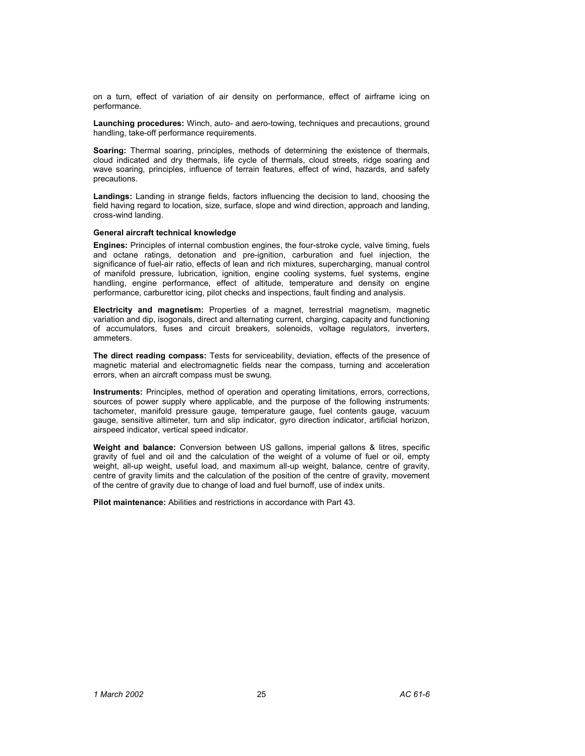on a turn, effect of variation of air density on performance, effect of airframe icing on performance.

**Launching procedures:** Winch, auto- and aero-towing, techniques and precautions, ground handling, take-off performance requirements.

**Soaring:** Thermal soaring, principles, methods of determining the existence of thermals, cloud indicated and dry thermals, life cycle of thermals, cloud streets, ridge soaring and wave soaring, principles, influence of terrain features, effect of wind, hazards, and safety precautions.

**Landings:** Landing in strange fields, factors influencing the decision to land, choosing the field having regard to location, size, surface, slope and wind direction, approach and landing, cross-wind landing.

**General aircraft technical knowledge**

**Engines:** Principles of internal combustion engines, the four-stroke cycle, valve timing, fuels and octane ratings, detonation and pre-ignition, carburation and fuel injection, the significance of fuel-air ratio, effects of lean and rich mixtures, supercharging, manual control of manifold pressure, lubrication, ignition, engine cooling systems, fuel systems, engine handling, engine performance, effect of altitude, temperature and density on engine performance, carburettor icing, pilot checks and inspections, fault finding and analysis.

**Electricity and magnetism:** Properties of a magnet, terrestrial magnetism, magnetic variation and dip, isogonals, direct and alternating current, charging, capacity and functioning of accumulators, fuses and circuit breakers, solenoids, voltage regulators, inverters, ammeters.

**The direct reading compass:** Tests for serviceability, deviation, effects of the presence of magnetic material and electromagnetic fields near the compass, turning and acceleration errors, when an aircraft compass must be swung.

**Instruments:** Principles, method of operation and operating limitations, errors, corrections, sources of power supply where applicable, and the purpose of the following instruments: tachometer, manifold pressure gauge, temperature gauge, fuel contents gauge, vacuum gauge, sensitive altimeter, turn and slip indicator, gyro direction indicator, artificial horizon, airspeed indicator, vertical speed indicator.

**Weight and balance:** Conversion between US gallons, imperial gallons & litres, specific gravity of fuel and oil and the calculation of the weight of a volume of fuel or oil, empty weight, all-up weight, useful load, and maximum all-up weight, balance, centre of gravity, centre of gravity limits and the calculation of the position of the centre of gravity, movement of the centre of gravity due to change of load and fuel burnoff, use of index units.

**Pilot maintenance:** Abilities and restrictions in accordance with Part 43.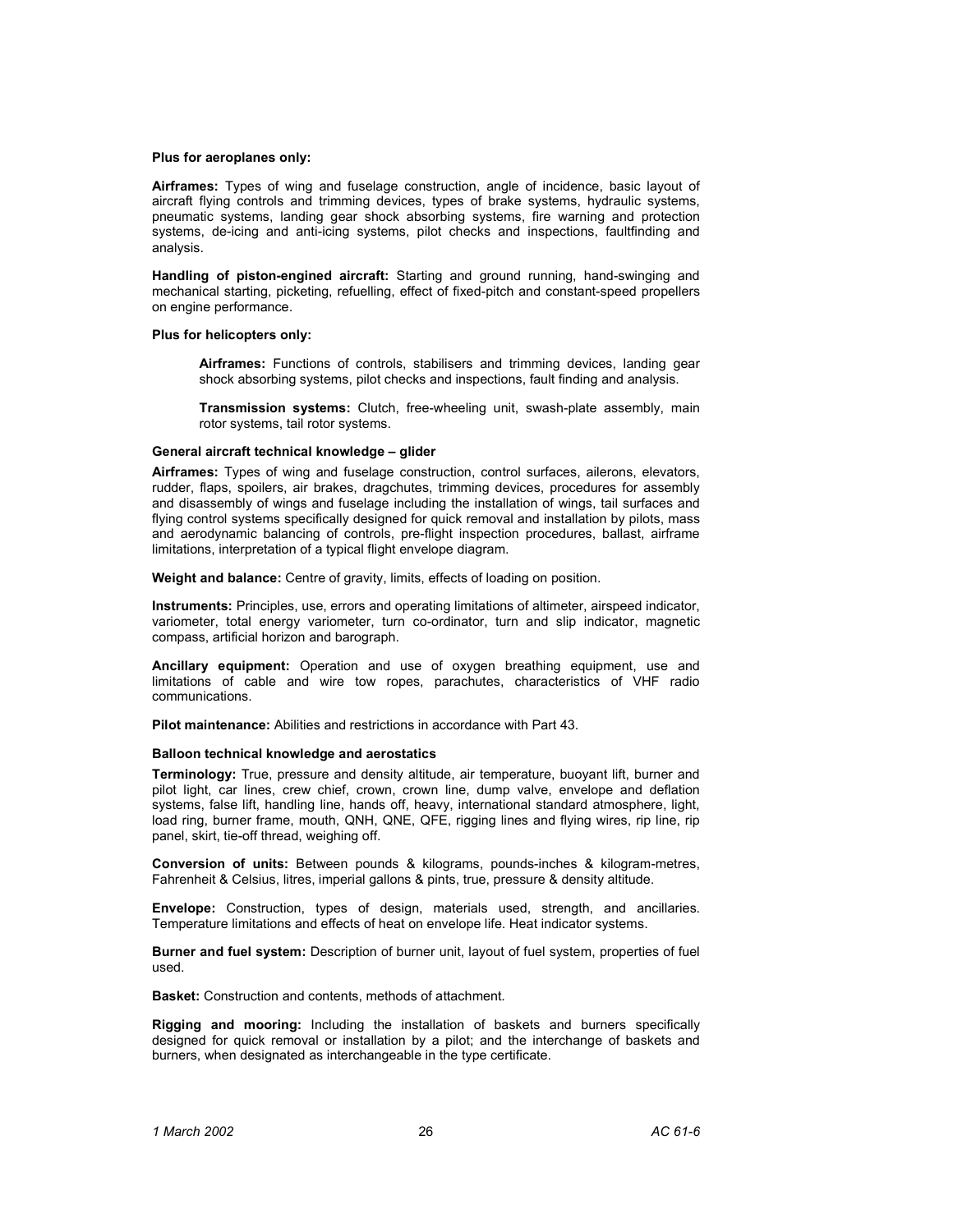**Plus for aeroplanes only:**

**Airframes:** Types of wing and fuselage construction, angle of incidence, basic layout of aircraft flying controls and trimming devices, types of brake systems, hydraulic systems, pneumatic systems, landing gear shock absorbing systems, fire warning and protection systems, de-icing and anti-icing systems, pilot checks and inspections, faultfinding and analysis.

**Handling of piston-engined aircraft:** Starting and ground running, hand-swinging and mechanical starting, picketing, refuelling, effect of fixed-pitch and constant-speed propellers on engine performance.

**Plus for helicopters only:**

> **Airframes:** Functions of controls, stabilisers and trimming devices, landing gear shock absorbing systems, pilot checks and inspections, fault finding and analysis.
>
> **Transmission systems:** Clutch, free-wheeling unit, swash-plate assembly, main rotor systems, tail rotor systems.

**General aircraft technical knowledge – glider**

**Airframes:** Types of wing and fuselage construction, control surfaces, ailerons, elevators, rudder, flaps, spoilers, air brakes, dragchutes, trimming devices, procedures for assembly and disassembly of wings and fuselage including the installation of wings, tail surfaces and flying control systems specifically designed for quick removal and installation by pilots, mass and aerodynamic balancing of controls, pre-flight inspection procedures, ballast, airframe limitations, interpretation of a typical flight envelope diagram.

**Weight and balance:** Centre of gravity, limits, effects of loading on position.

**Instruments:** Principles, use, errors and operating limitations of altimeter, airspeed indicator, variometer, total energy variometer, turn co-ordinator, turn and slip indicator, magnetic compass, artificial horizon and barograph.

**Ancillary equipment:** Operation and use of oxygen breathing equipment, use and limitations of cable and wire tow ropes, parachutes, characteristics of VHF radio communications.

**Pilot maintenance:** Abilities and restrictions in accordance with Part 43.

**Balloon technical knowledge and aerostatics**

**Terminology:** True, pressure and density altitude, air temperature, buoyant lift, burner and pilot light, car lines, crew chief, crown, crown line, dump valve, envelope and deflation systems, false lift, handling line, hands off, heavy, international standard atmosphere, light, load ring, burner frame, mouth, QNH, QNE, QFE, rigging lines and flying wires, rip line, rip panel, skirt, tie-off thread, weighing off.

**Conversion of units:** Between pounds & kilograms, pounds-inches & kilogram-metres, Fahrenheit & Celsius, litres, imperial gallons & pints, true, pressure & density altitude.

**Envelope:** Construction, types of design, materials used, strength, and ancillaries. Temperature limitations and effects of heat on envelope life. Heat indicator systems.

**Burner and fuel system:** Description of burner unit, layout of fuel system, properties of fuel used.

**Basket:** Construction and contents, methods of attachment.

**Rigging and mooring:** Including the installation of baskets and burners specifically designed for quick removal or installation by a pilot; and the interchange of baskets and burners, when designated as interchangeable in the type certificate.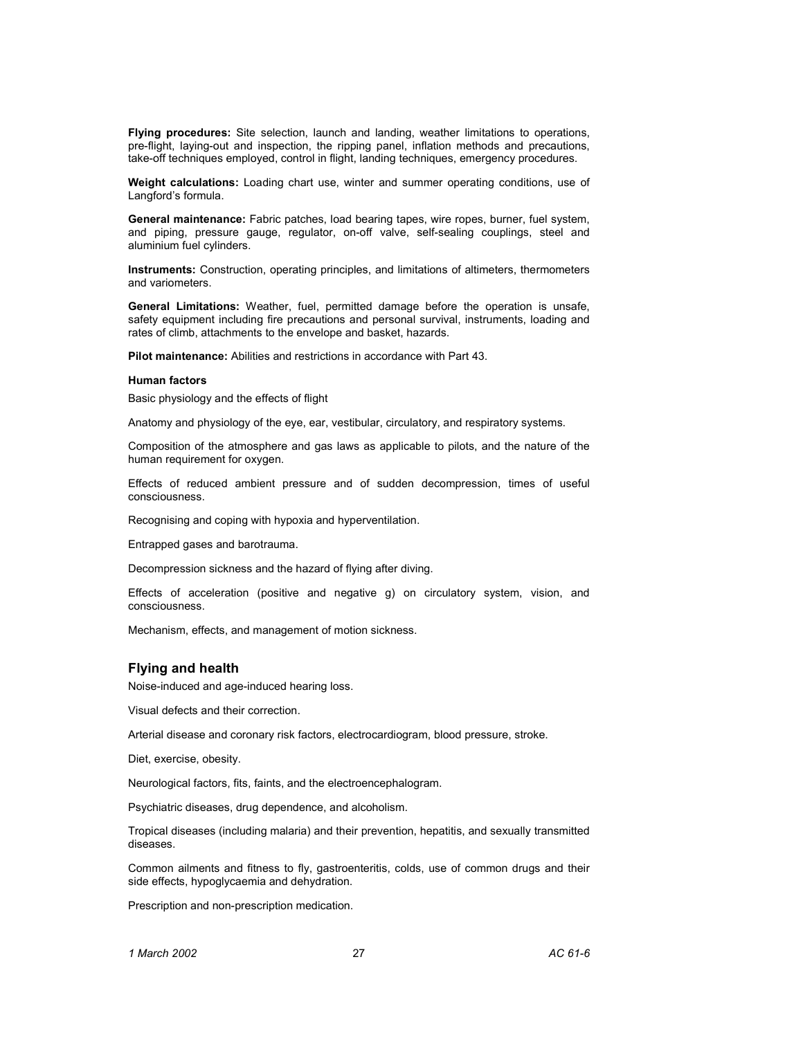**Flying procedures:** Site selection, launch and landing, weather limitations to operations, pre-flight, laying-out and inspection, the ripping panel, inflation methods and precautions, take-off techniques employed, control in flight, landing techniques, emergency procedures.

**Weight calculations:** Loading chart use, winter and summer operating conditions, use of Langford's formula.

**General maintenance:** Fabric patches, load bearing tapes, wire ropes, burner, fuel system, and piping, pressure gauge, regulator, on-off valve, self-sealing couplings, steel and aluminium fuel cylinders.

**Instruments:** Construction, operating principles, and limitations of altimeters, thermometers and variometers.

**General Limitations:** Weather, fuel, permitted damage before the operation is unsafe, safety equipment including fire precautions and personal survival, instruments, loading and rates of climb, attachments to the envelope and basket, hazards.

**Pilot maintenance:** Abilities and restrictions in accordance with Part 43.

**Human factors**

Basic physiology and the effects of flight

Anatomy and physiology of the eye, ear, vestibular, circulatory, and respiratory systems.

Composition of the atmosphere and gas laws as applicable to pilots, and the nature of the human requirement for oxygen.

Effects of reduced ambient pressure and of sudden decompression, times of useful consciousness.

Recognising and coping with hypoxia and hyperventilation.

Entrapped gases and barotrauma.

Decompression sickness and the hazard of flying after diving.

Effects of acceleration (positive and negative g) on circulatory system, vision, and consciousness.

Mechanism, effects, and management of motion sickness.

## Flying and health

Noise-induced and age-induced hearing loss.

Visual defects and their correction.

Arterial disease and coronary risk factors, electrocardiogram, blood pressure, stroke.

Diet, exercise, obesity.

Neurological factors, fits, faints, and the electroencephalogram.

Psychiatric diseases, drug dependence, and alcoholism.

Tropical diseases (including malaria) and their prevention, hepatitis, and sexually transmitted diseases.

Common ailments and fitness to fly, gastroenteritis, colds, use of common drugs and their side effects, hypoglycaemia and dehydration.

Prescription and non-prescription medication.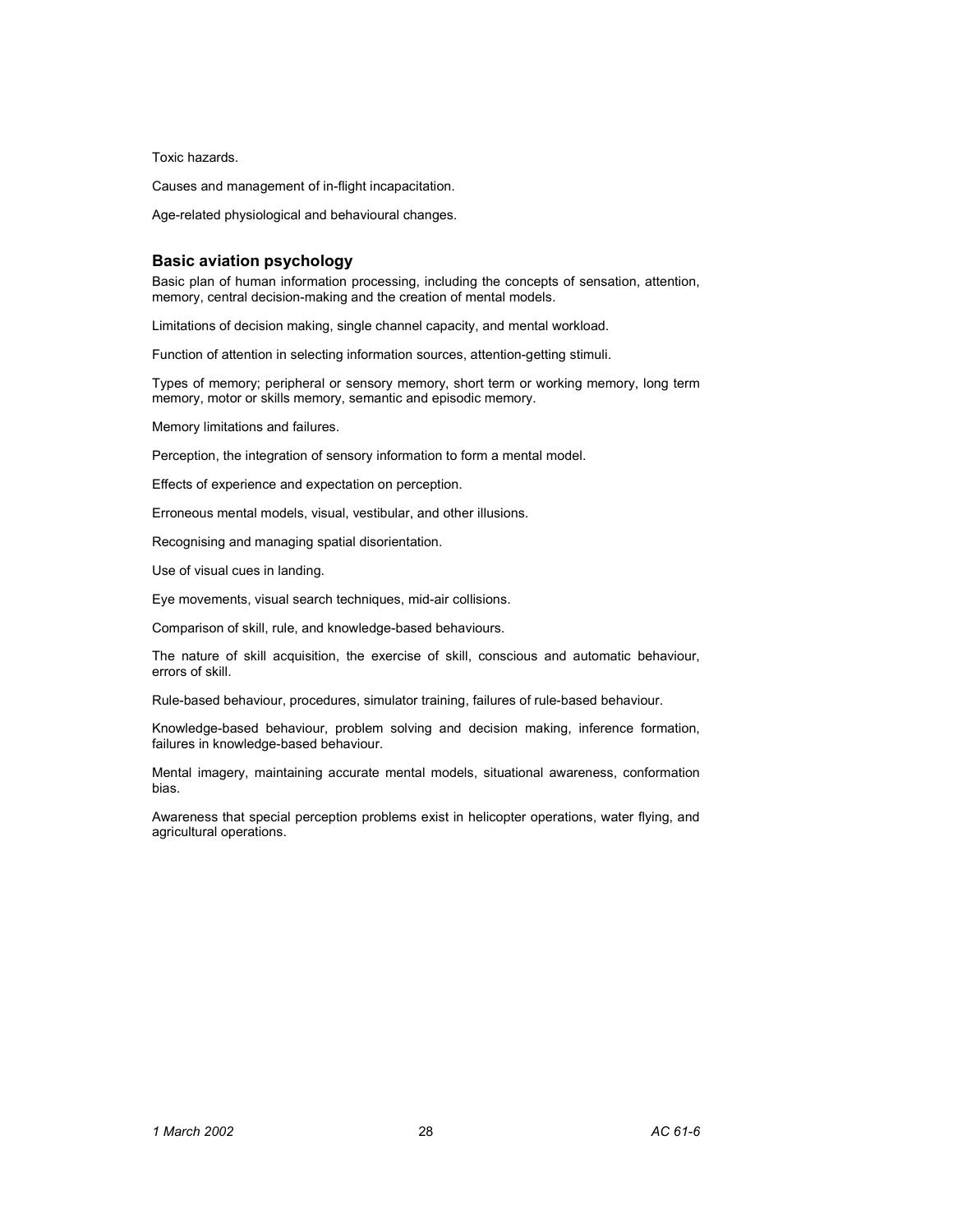Toxic hazards.

Causes and management of in-flight incapacitation.

Age-related physiological and behavioural changes.

### Basic aviation psychology

Basic plan of human information processing, including the concepts of sensation, attention, memory, central decision-making and the creation of mental models.

Limitations of decision making, single channel capacity, and mental workload.

Function of attention in selecting information sources, attention-getting stimuli.

Types of memory; peripheral or sensory memory, short term or working memory, long term memory, motor or skills memory, semantic and episodic memory.

Memory limitations and failures.

Perception, the integration of sensory information to form a mental model.

Effects of experience and expectation on perception.

Erroneous mental models, visual, vestibular, and other illusions.

Recognising and managing spatial disorientation.

Use of visual cues in landing.

Eye movements, visual search techniques, mid-air collisions.

Comparison of skill, rule, and knowledge-based behaviours.

The nature of skill acquisition, the exercise of skill, conscious and automatic behaviour, errors of skill.

Rule-based behaviour, procedures, simulator training, failures of rule-based behaviour.

Knowledge-based behaviour, problem solving and decision making, inference formation, failures in knowledge-based behaviour.

Mental imagery, maintaining accurate mental models, situational awareness, conformation bias.

Awareness that special perception problems exist in helicopter operations, water flying, and agricultural operations.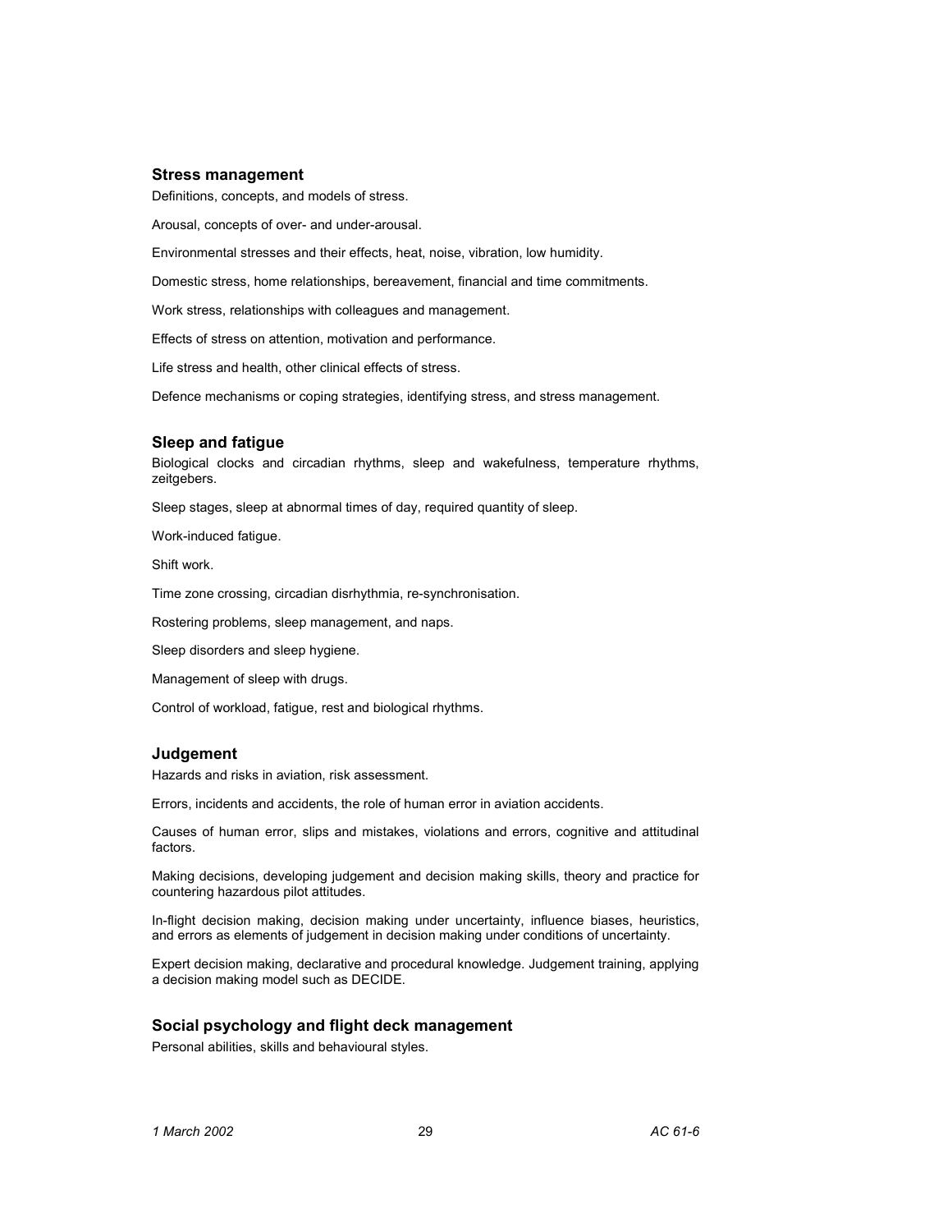### Stress management

Definitions, concepts, and models of stress.

Arousal, concepts of over- and under-arousal.

Environmental stresses and their effects, heat, noise, vibration, low humidity.

Domestic stress, home relationships, bereavement, financial and time commitments.

Work stress, relationships with colleagues and management.

Effects of stress on attention, motivation and performance.

Life stress and health, other clinical effects of stress.

Defence mechanisms or coping strategies, identifying stress, and stress management.

### Sleep and fatigue

Biological clocks and circadian rhythms, sleep and wakefulness, temperature rhythms, zeitgebers.

Sleep stages, sleep at abnormal times of day, required quantity of sleep.

Work-induced fatigue.

Shift work.

Time zone crossing, circadian disrhythmia, re-synchronisation.

Rostering problems, sleep management, and naps.

Sleep disorders and sleep hygiene.

Management of sleep with drugs.

Control of workload, fatigue, rest and biological rhythms.

### Judgement

Hazards and risks in aviation, risk assessment.

Errors, incidents and accidents, the role of human error in aviation accidents.

Causes of human error, slips and mistakes, violations and errors, cognitive and attitudinal factors.

Making decisions, developing judgement and decision making skills, theory and practice for countering hazardous pilot attitudes.

In-flight decision making, decision making under uncertainty, influence biases, heuristics, and errors as elements of judgement in decision making under conditions of uncertainty.

Expert decision making, declarative and procedural knowledge. Judgement training, applying a decision making model such as DECIDE.

### Social psychology and flight deck management

Personal abilities, skills and behavioural styles.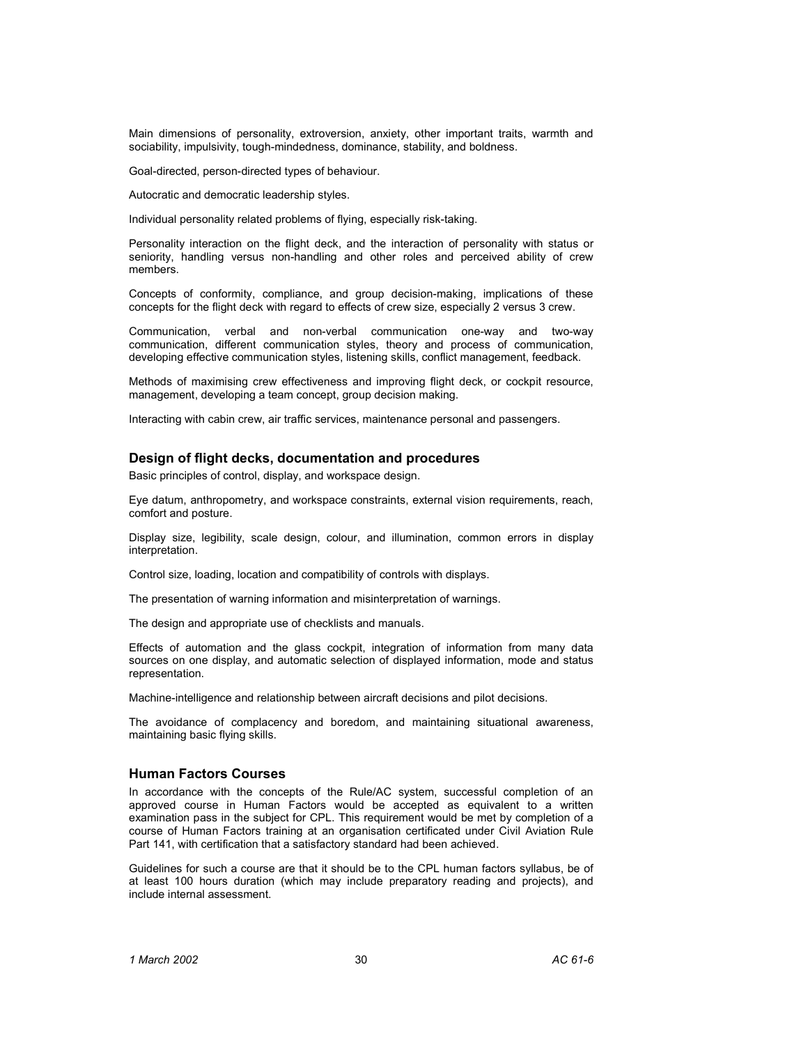Main dimensions of personality, extroversion, anxiety, other important traits, warmth and sociability, impulsivity, tough-mindedness, dominance, stability, and boldness.

Goal-directed, person-directed types of behaviour.

Autocratic and democratic leadership styles.

Individual personality related problems of flying, especially risk-taking.

Personality interaction on the flight deck, and the interaction of personality with status or seniority, handling versus non-handling and other roles and perceived ability of crew members.

Concepts of conformity, compliance, and group decision-making, implications of these concepts for the flight deck with regard to effects of crew size, especially 2 versus 3 crew.

Communication, verbal and non-verbal communication one-way and two-way communication, different communication styles, theory and process of communication, developing effective communication styles, listening skills, conflict management, feedback.

Methods of maximising crew effectiveness and improving flight deck, or cockpit resource, management, developing a team concept, group decision making.

Interacting with cabin crew, air traffic services, maintenance personal and passengers.

### Design of flight decks, documentation and procedures

Basic principles of control, display, and workspace design.

Eye datum, anthropometry, and workspace constraints, external vision requirements, reach, comfort and posture.

Display size, legibility, scale design, colour, and illumination, common errors in display interpretation.

Control size, loading, location and compatibility of controls with displays.

The presentation of warning information and misinterpretation of warnings.

The design and appropriate use of checklists and manuals.

Effects of automation and the glass cockpit, integration of information from many data sources on one display, and automatic selection of displayed information, mode and status representation.

Machine-intelligence and relationship between aircraft decisions and pilot decisions.

The avoidance of complacency and boredom, and maintaining situational awareness, maintaining basic flying skills.

### Human Factors Courses

In accordance with the concepts of the Rule/AC system, successful completion of an approved course in Human Factors would be accepted as equivalent to a written examination pass in the subject for CPL. This requirement would be met by completion of a course of Human Factors training at an organisation certificated under Civil Aviation Rule Part 141, with certification that a satisfactory standard had been achieved.

Guidelines for such a course are that it should be to the CPL human factors syllabus, be of at least 100 hours duration (which may include preparatory reading and projects), and include internal assessment.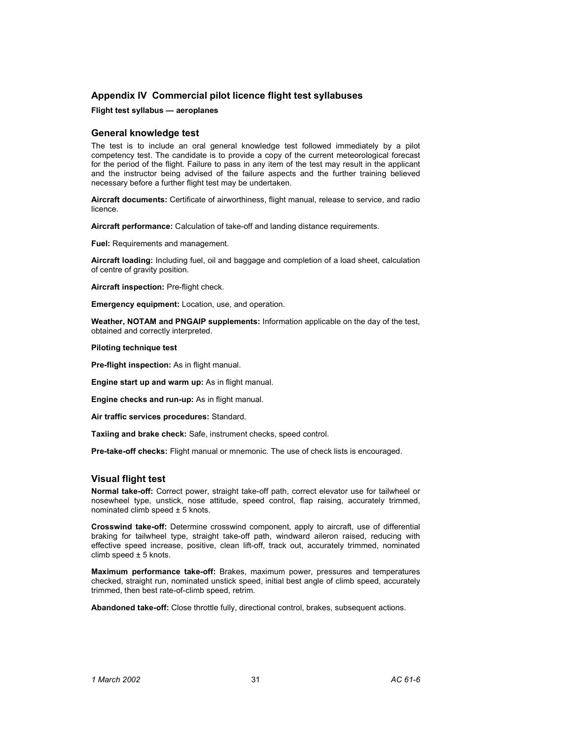## Appendix IV Commercial pilot licence flight test syllabuses

**Flight test syllabus — aeroplanes**

### General knowledge test

The test is to include an oral general knowledge test followed immediately by a pilot competency test. The candidate is to provide a copy of the current meteorological forecast for the period of the flight. Failure to pass in any item of the test may result in the applicant and the instructor being advised of the failure aspects and the further training believed necessary before a further flight test may be undertaken.

**Aircraft documents:** Certificate of airworthiness, flight manual, release to service, and radio licence.

**Aircraft performance:** Calculation of take-off and landing distance requirements.

**Fuel:** Requirements and management.

**Aircraft loading:** Including fuel, oil and baggage and completion of a load sheet, calculation of centre of gravity position.

**Aircraft inspection:** Pre-flight check.

**Emergency equipment:** Location, use, and operation.

**Weather, NOTAM and PNGAIP supplements:** Information applicable on the day of the test, obtained and correctly interpreted.

**Piloting technique test**

**Pre-flight inspection:** As in flight manual.

**Engine start up and warm up:** As in flight manual.

**Engine checks and run-up:** As in flight manual.

**Air traffic services procedures:** Standard.

**Taxiing and brake check:** Safe, instrument checks, speed control.

**Pre-take-off checks:** Flight manual or mnemonic. The use of check lists is encouraged.

### Visual flight test

**Normal take-off:** Correct power, straight take-off path, correct elevator use for tailwheel or nosewheel type, unstick, nose attitude, speed control, flap raising, accurately trimmed, nominated climb speed ± 5 knots.

**Crosswind take-off:** Determine crosswind component, apply to aircraft, use of differential braking for tailwheel type, straight take-off path, windward aileron raised, reducing with effective speed increase, positive, clean lift-off, track out, accurately trimmed, nominated climb speed ± 5 knots.

**Maximum performance take-off:** Brakes, maximum power, pressures and temperatures checked, straight run, nominated unstick speed, initial best angle of climb speed, accurately trimmed, then best rate-of-climb speed, retrim.

**Abandoned take-off:** Close throttle fully, directional control, brakes, subsequent actions.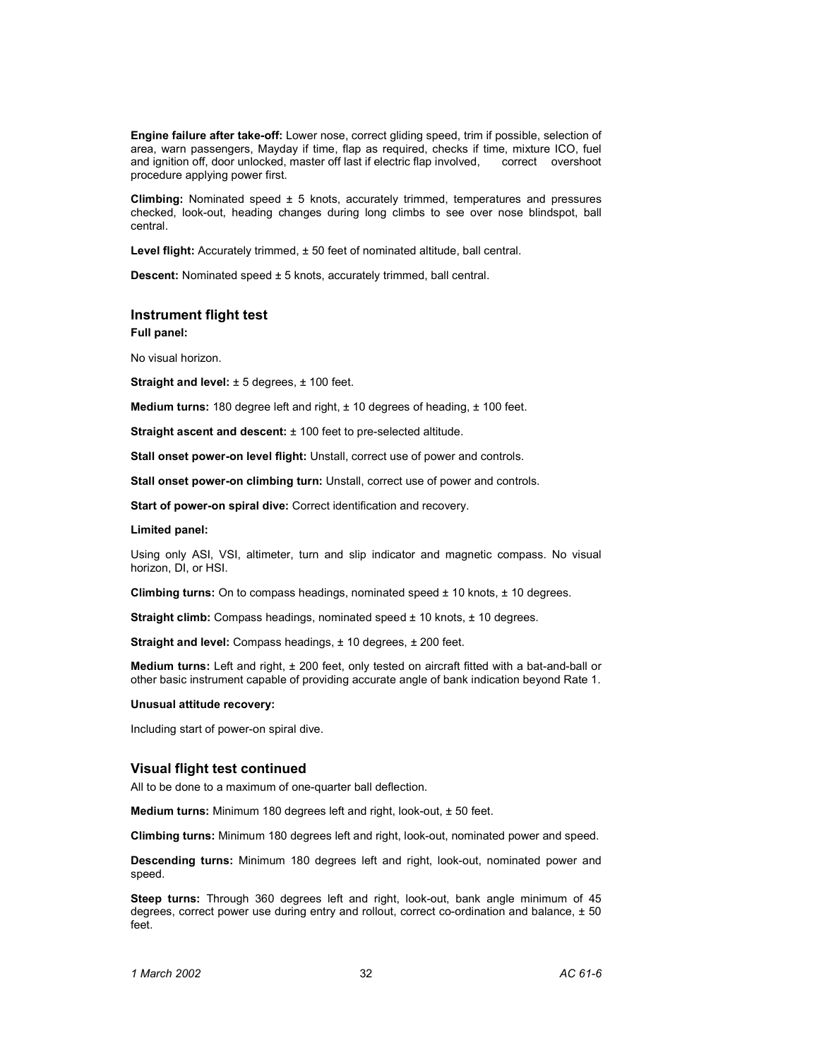**Engine failure after take-off:** Lower nose, correct gliding speed, trim if possible, selection of area, warn passengers, Mayday if time, flap as required, checks if time, mixture ICO, fuel and ignition off, door unlocked, master off last if electric flap involved, correct overshoot procedure applying power first.

**Climbing:** Nominated speed ± 5 knots, accurately trimmed, temperatures and pressures checked, look-out, heading changes during long climbs to see over nose blindspot, ball central.

**Level flight:** Accurately trimmed, ± 50 feet of nominated altitude, ball central.

**Descent:** Nominated speed ± 5 knots, accurately trimmed, ball central.

## Instrument flight test

**Full panel:**

No visual horizon.

**Straight and level:** ± 5 degrees, ± 100 feet.

**Medium turns:** 180 degree left and right, ± 10 degrees of heading, ± 100 feet.

**Straight ascent and descent:** ± 100 feet to pre-selected altitude.

**Stall onset power-on level flight:** Unstall, correct use of power and controls.

**Stall onset power-on climbing turn:** Unstall, correct use of power and controls.

**Start of power-on spiral dive:** Correct identification and recovery.

**Limited panel:**

Using only ASI, VSI, altimeter, turn and slip indicator and magnetic compass. No visual horizon, DI, or HSI.

**Climbing turns:** On to compass headings, nominated speed ± 10 knots, ± 10 degrees.

**Straight climb:** Compass headings, nominated speed ± 10 knots, ± 10 degrees.

**Straight and level:** Compass headings, ± 10 degrees, ± 200 feet.

**Medium turns:** Left and right, ± 200 feet, only tested on aircraft fitted with a bat-and-ball or other basic instrument capable of providing accurate angle of bank indication beyond Rate 1.

**Unusual attitude recovery:**

Including start of power-on spiral dive.

## Visual flight test continued

All to be done to a maximum of one-quarter ball deflection.

**Medium turns:** Minimum 180 degrees left and right, look-out, ± 50 feet.

**Climbing turns:** Minimum 180 degrees left and right, look-out, nominated power and speed.

**Descending turns:** Minimum 180 degrees left and right, look-out, nominated power and speed.

**Steep turns:** Through 360 degrees left and right, look-out, bank angle minimum of 45 degrees, correct power use during entry and rollout, correct co-ordination and balance, ± 50 feet.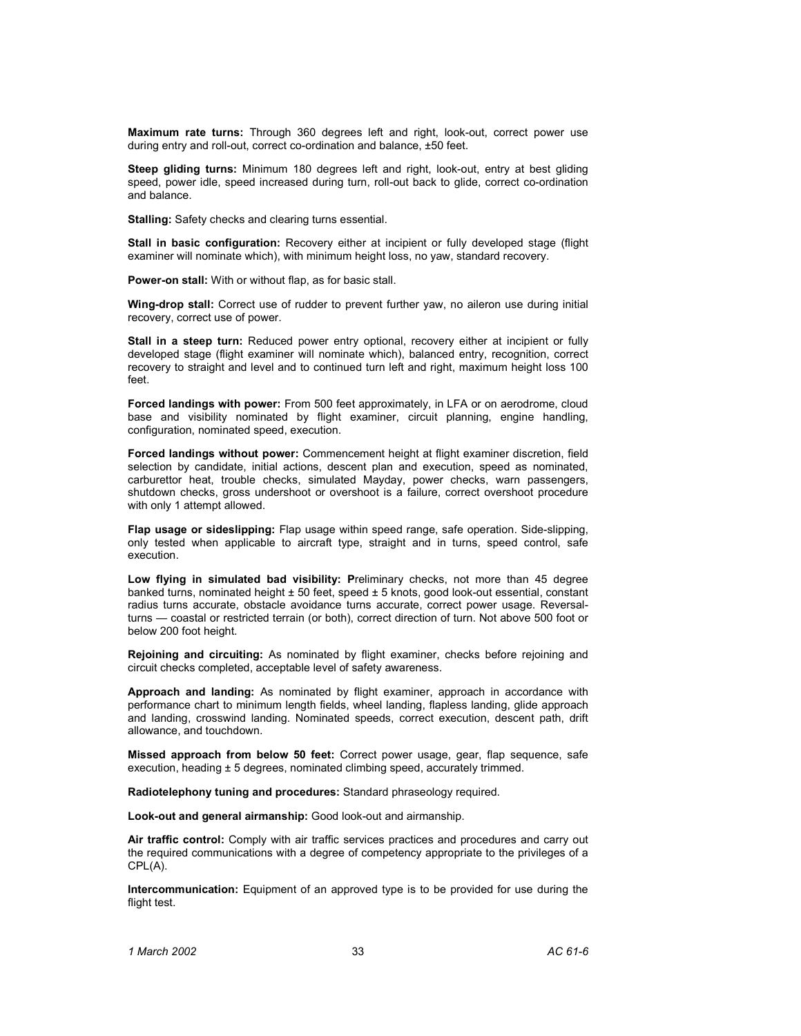**Maximum rate turns:** Through 360 degrees left and right, look-out, correct power use during entry and roll-out, correct co-ordination and balance, ±50 feet.

**Steep gliding turns:** Minimum 180 degrees left and right, look-out, entry at best gliding speed, power idle, speed increased during turn, roll-out back to glide, correct co-ordination and balance.

**Stalling:** Safety checks and clearing turns essential.

**Stall in basic configuration:** Recovery either at incipient or fully developed stage (flight examiner will nominate which), with minimum height loss, no yaw, standard recovery.

**Power-on stall:** With or without flap, as for basic stall.

**Wing-drop stall:** Correct use of rudder to prevent further yaw, no aileron use during initial recovery, correct use of power.

**Stall in a steep turn:** Reduced power entry optional, recovery either at incipient or fully developed stage (flight examiner will nominate which), balanced entry, recognition, correct recovery to straight and level and to continued turn left and right, maximum height loss 100 feet.

**Forced landings with power:** From 500 feet approximately, in LFA or on aerodrome, cloud base and visibility nominated by flight examiner, circuit planning, engine handling, configuration, nominated speed, execution.

**Forced landings without power:** Commencement height at flight examiner discretion, field selection by candidate, initial actions, descent plan and execution, speed as nominated, carburettor heat, trouble checks, simulated Mayday, power checks, warn passengers, shutdown checks, gross undershoot or overshoot is a failure, correct overshoot procedure with only 1 attempt allowed.

**Flap usage or sideslipping:** Flap usage within speed range, safe operation. Side-slipping, only tested when applicable to aircraft type, straight and in turns, speed control, safe execution.

**Low flying in simulated bad visibility: P**reliminary checks, not more than 45 degree banked turns, nominated height ± 50 feet, speed ± 5 knots, good look-out essential, constant radius turns accurate, obstacle avoidance turns accurate, correct power usage. Reversal-turns — coastal or restricted terrain (or both), correct direction of turn. Not above 500 foot or below 200 foot height.

**Rejoining and circuiting:** As nominated by flight examiner, checks before rejoining and circuit checks completed, acceptable level of safety awareness.

**Approach and landing:** As nominated by flight examiner, approach in accordance with performance chart to minimum length fields, wheel landing, flapless landing, glide approach and landing, crosswind landing. Nominated speeds, correct execution, descent path, drift allowance, and touchdown.

**Missed approach from below 50 feet:** Correct power usage, gear, flap sequence, safe execution, heading ± 5 degrees, nominated climbing speed, accurately trimmed.

**Radiotelephony tuning and procedures:** Standard phraseology required.

**Look-out and general airmanship:** Good look-out and airmanship.

**Air traffic control:** Comply with air traffic services practices and procedures and carry out the required communications with a degree of competency appropriate to the privileges of a CPL(A).

**Intercommunication:** Equipment of an approved type is to be provided for use during the flight test.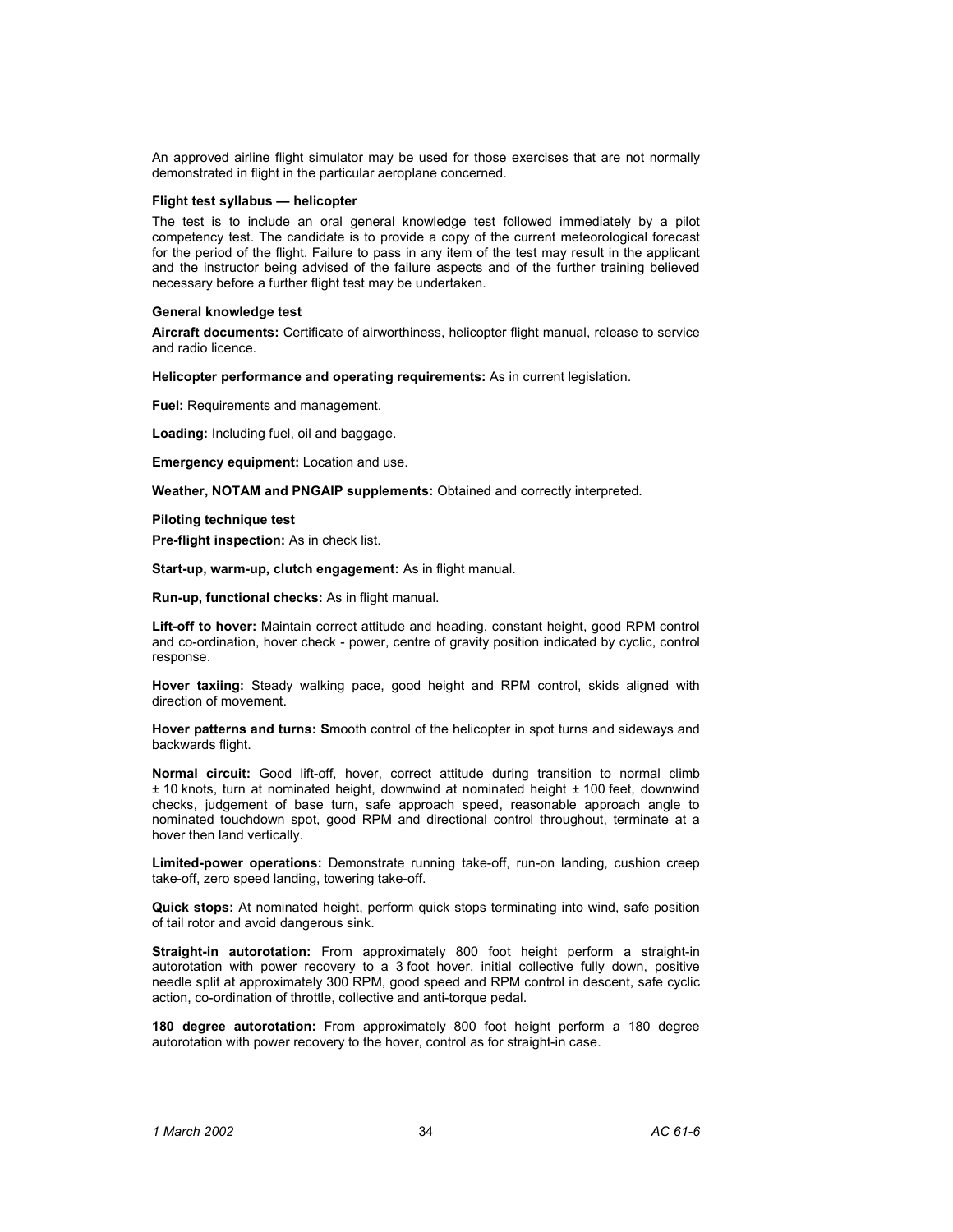An approved airline flight simulator may be used for those exercises that are not normally demonstrated in flight in the particular aeroplane concerned.

### Flight test syllabus — helicopter

The test is to include an oral general knowledge test followed immediately by a pilot competency test. The candidate is to provide a copy of the current meteorological forecast for the period of the flight. Failure to pass in any item of the test may result in the applicant and the instructor being advised of the failure aspects and of the further training believed necessary before a further flight test may be undertaken.

#### General knowledge test

**Aircraft documents:** Certificate of airworthiness, helicopter flight manual, release to service and radio licence.

**Helicopter performance and operating requirements:** As in current legislation.

**Fuel:** Requirements and management.

**Loading:** Including fuel, oil and baggage.

**Emergency equipment:** Location and use.

**Weather, NOTAM and PNGAIP supplements:** Obtained and correctly interpreted.

#### Piloting technique test

**Pre-flight inspection:** As in check list.

**Start-up, warm-up, clutch engagement:** As in flight manual.

**Run-up, functional checks:** As in flight manual.

**Lift-off to hover:** Maintain correct attitude and heading, constant height, good RPM control and co-ordination, hover check - power, centre of gravity position indicated by cyclic, control response.

**Hover taxiing:** Steady walking pace, good height and RPM control, skids aligned with direction of movement.

**Hover patterns and turns: S**mooth control of the helicopter in spot turns and sideways and backwards flight.

**Normal circuit:** Good lift-off, hover, correct attitude during transition to normal climb ± 10 knots, turn at nominated height, downwind at nominated height ± 100 feet, downwind checks, judgement of base turn, safe approach speed, reasonable approach angle to nominated touchdown spot, good RPM and directional control throughout, terminate at a hover then land vertically.

**Limited-power operations:** Demonstrate running take-off, run-on landing, cushion creep take-off, zero speed landing, towering take-off.

**Quick stops:** At nominated height, perform quick stops terminating into wind, safe position of tail rotor and avoid dangerous sink.

**Straight-in autorotation:** From approximately 800 foot height perform a straight-in autorotation with power recovery to a 3 foot hover, initial collective fully down, positive needle split at approximately 300 RPM, good speed and RPM control in descent, safe cyclic action, co-ordination of throttle, collective and anti-torque pedal.

**180 degree autorotation:** From approximately 800 foot height perform a 180 degree autorotation with power recovery to the hover, control as for straight-in case.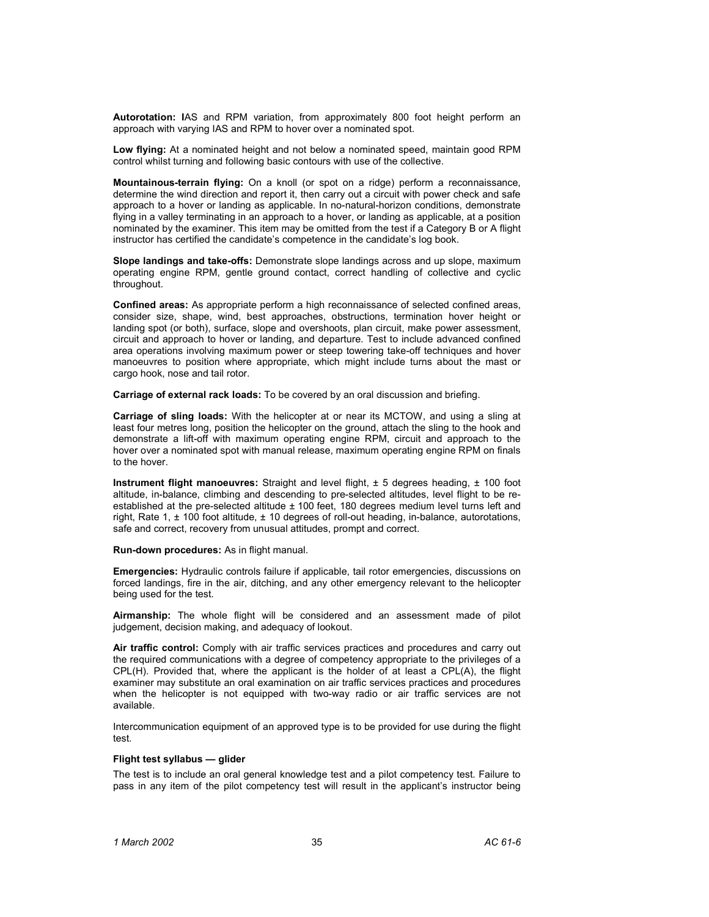**Autorotation:** IAS and RPM variation, from approximately 800 foot height perform an approach with varying IAS and RPM to hover over a nominated spot.

**Low flying:** At a nominated height and not below a nominated speed, maintain good RPM control whilst turning and following basic contours with use of the collective.

**Mountainous-terrain flying:** On a knoll (or spot on a ridge) perform a reconnaissance, determine the wind direction and report it, then carry out a circuit with power check and safe approach to a hover or landing as applicable. In no-natural-horizon conditions, demonstrate flying in a valley terminating in an approach to a hover, or landing as applicable, at a position nominated by the examiner. This item may be omitted from the test if a Category B or A flight instructor has certified the candidate's competence in the candidate's log book.

**Slope landings and take-offs:** Demonstrate slope landings across and up slope, maximum operating engine RPM, gentle ground contact, correct handling of collective and cyclic throughout.

**Confined areas:** As appropriate perform a high reconnaissance of selected confined areas, consider size, shape, wind, best approaches, obstructions, termination hover height or landing spot (or both), surface, slope and overshoots, plan circuit, make power assessment, circuit and approach to hover or landing, and departure. Test to include advanced confined area operations involving maximum power or steep towering take-off techniques and hover manoeuvres to position where appropriate, which might include turns about the mast or cargo hook, nose and tail rotor.

**Carriage of external rack loads:** To be covered by an oral discussion and briefing.

**Carriage of sling loads:** With the helicopter at or near its MCTOW, and using a sling at least four metres long, position the helicopter on the ground, attach the sling to the hook and demonstrate a lift-off with maximum operating engine RPM, circuit and approach to the hover over a nominated spot with manual release, maximum operating engine RPM on finals to the hover.

**Instrument flight manoeuvres:** Straight and level flight, ± 5 degrees heading, ± 100 foot altitude, in-balance, climbing and descending to pre-selected altitudes, level flight to be re-established at the pre-selected altitude ± 100 feet, 180 degrees medium level turns left and right, Rate 1, ± 100 foot altitude, ± 10 degrees of roll-out heading, in-balance, autorotations, safe and correct, recovery from unusual attitudes, prompt and correct.

**Run-down procedures:** As in flight manual.

**Emergencies:** Hydraulic controls failure if applicable, tail rotor emergencies, discussions on forced landings, fire in the air, ditching, and any other emergency relevant to the helicopter being used for the test.

**Airmanship:** The whole flight will be considered and an assessment made of pilot judgement, decision making, and adequacy of lookout.

**Air traffic control:** Comply with air traffic services practices and procedures and carry out the required communications with a degree of competency appropriate to the privileges of a CPL(H). Provided that, where the applicant is the holder of at least a CPL(A), the flight examiner may substitute an oral examination on air traffic services practices and procedures when the helicopter is not equipped with two-way radio or air traffic services are not available.

Intercommunication equipment of an approved type is to be provided for use during the flight test.

#### Flight test syllabus — glider

The test is to include an oral general knowledge test and a pilot competency test. Failure to pass in any item of the pilot competency test will result in the applicant's instructor being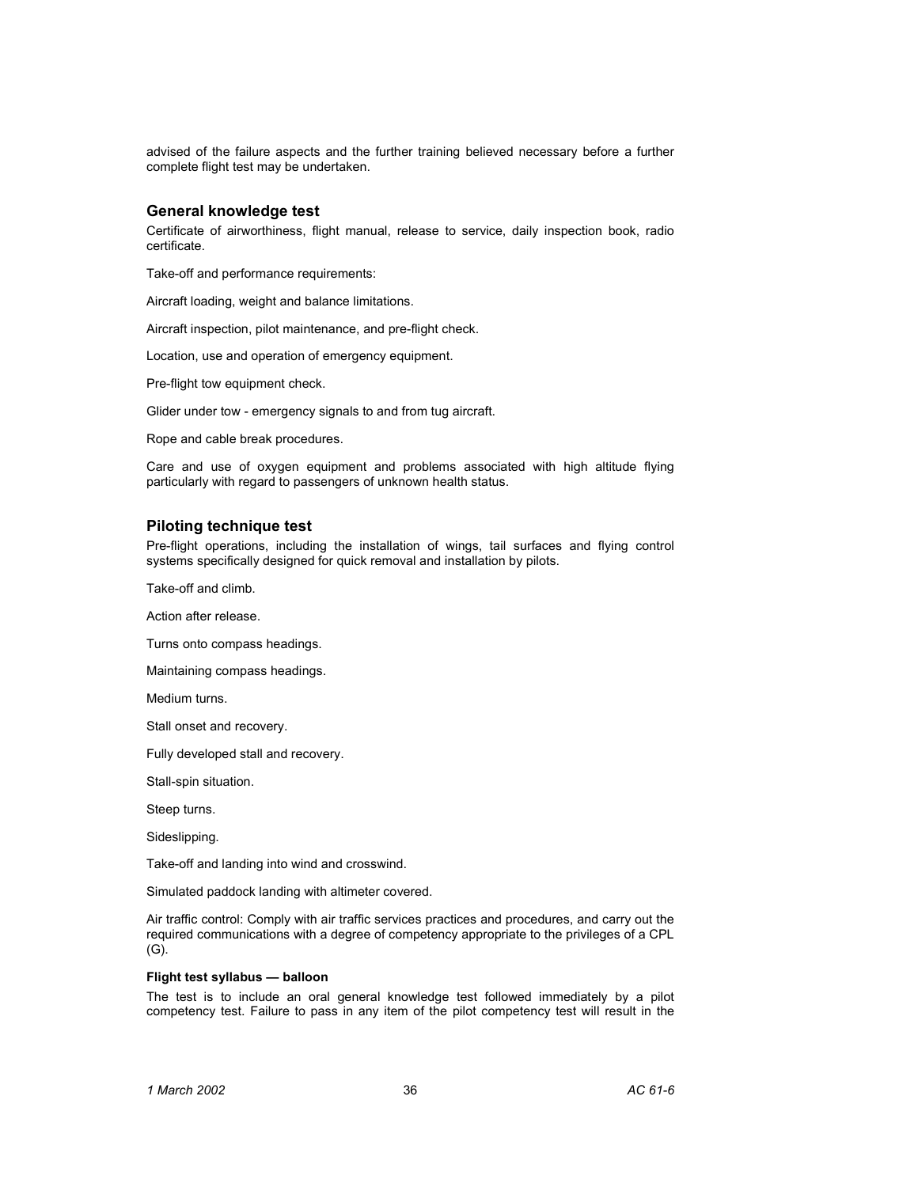advised of the failure aspects and the further training believed necessary before a further complete flight test may be undertaken.

## General knowledge test

Certificate of airworthiness, flight manual, release to service, daily inspection book, radio certificate.

Take-off and performance requirements:

Aircraft loading, weight and balance limitations.

Aircraft inspection, pilot maintenance, and pre-flight check.

Location, use and operation of emergency equipment.

Pre-flight tow equipment check.

Glider under tow - emergency signals to and from tug aircraft.

Rope and cable break procedures.

Care and use of oxygen equipment and problems associated with high altitude flying particularly with regard to passengers of unknown health status.

## Piloting technique test

Pre-flight operations, including the installation of wings, tail surfaces and flying control systems specifically designed for quick removal and installation by pilots.

Take-off and climb.

Action after release.

Turns onto compass headings.

Maintaining compass headings.

Medium turns.

Stall onset and recovery.

Fully developed stall and recovery.

Stall-spin situation.

Steep turns.

Sideslipping.

Take-off and landing into wind and crosswind.

Simulated paddock landing with altimeter covered.

Air traffic control: Comply with air traffic services practices and procedures, and carry out the required communications with a degree of competency appropriate to the privileges of a CPL (G).

#### Flight test syllabus — balloon

The test is to include an oral general knowledge test followed immediately by a pilot competency test. Failure to pass in any item of the pilot competency test will result in the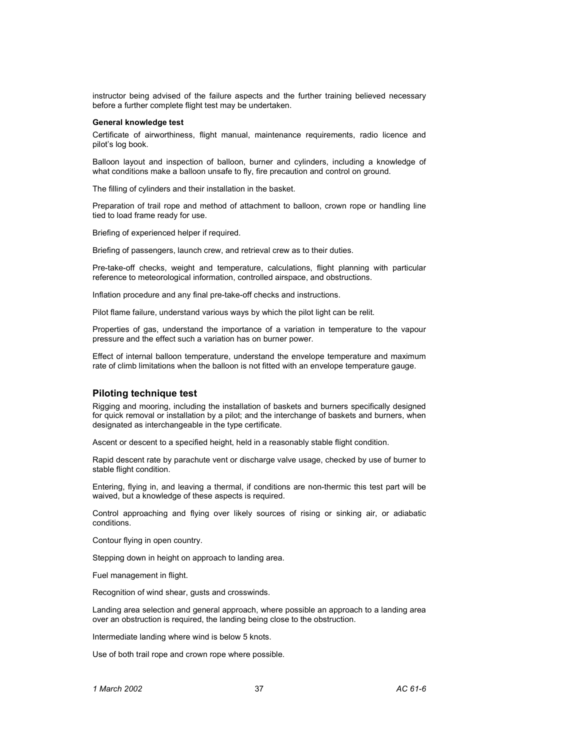instructor being advised of the failure aspects and the further training believed necessary before a further complete flight test may be undertaken.

**General knowledge test**

Certificate of airworthiness, flight manual, maintenance requirements, radio licence and pilot's log book.

Balloon layout and inspection of balloon, burner and cylinders, including a knowledge of what conditions make a balloon unsafe to fly, fire precaution and control on ground.

The filling of cylinders and their installation in the basket.

Preparation of trail rope and method of attachment to balloon, crown rope or handling line tied to load frame ready for use.

Briefing of experienced helper if required.

Briefing of passengers, launch crew, and retrieval crew as to their duties.

Pre-take-off checks, weight and temperature, calculations, flight planning with particular reference to meteorological information, controlled airspace, and obstructions.

Inflation procedure and any final pre-take-off checks and instructions.

Pilot flame failure, understand various ways by which the pilot light can be relit.

Properties of gas, understand the importance of a variation in temperature to the vapour pressure and the effect such a variation has on burner power.

Effect of internal balloon temperature, understand the envelope temperature and maximum rate of climb limitations when the balloon is not fitted with an envelope temperature gauge.

## Piloting technique test

Rigging and mooring, including the installation of baskets and burners specifically designed for quick removal or installation by a pilot; and the interchange of baskets and burners, when designated as interchangeable in the type certificate.

Ascent or descent to a specified height, held in a reasonably stable flight condition.

Rapid descent rate by parachute vent or discharge valve usage, checked by use of burner to stable flight condition.

Entering, flying in, and leaving a thermal, if conditions are non-thermic this test part will be waived, but a knowledge of these aspects is required.

Control approaching and flying over likely sources of rising or sinking air, or adiabatic conditions.

Contour flying in open country.

Stepping down in height on approach to landing area.

Fuel management in flight.

Recognition of wind shear, gusts and crosswinds.

Landing area selection and general approach, where possible an approach to a landing area over an obstruction is required, the landing being close to the obstruction.

Intermediate landing where wind is below 5 knots.

Use of both trail rope and crown rope where possible.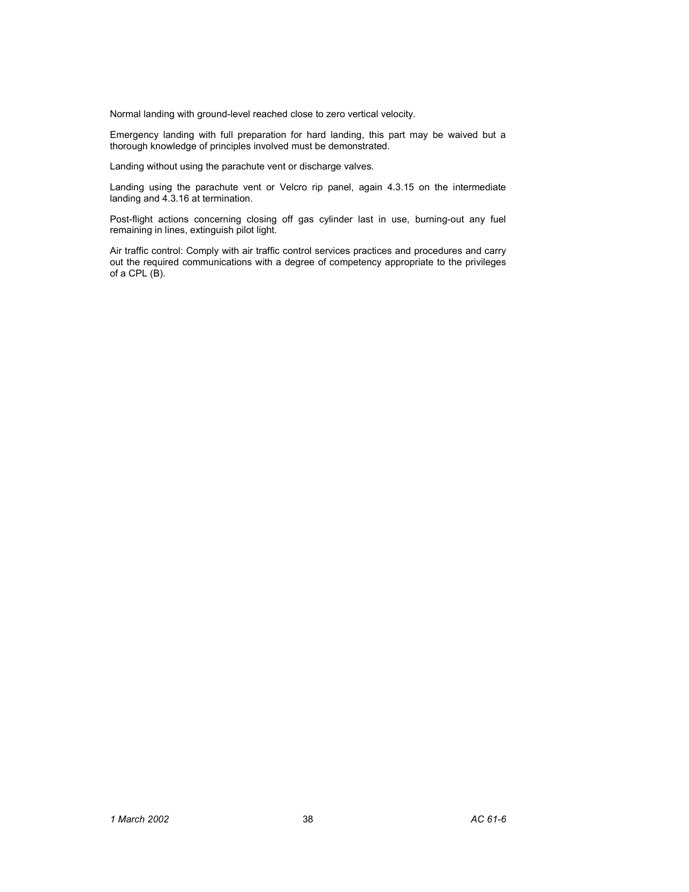Normal landing with ground-level reached close to zero vertical velocity.

Emergency landing with full preparation for hard landing, this part may be waived but a thorough knowledge of principles involved must be demonstrated.

Landing without using the parachute vent or discharge valves.

Landing using the parachute vent or Velcro rip panel, again 4.3.15 on the intermediate landing and 4.3.16 at termination.

Post-flight actions concerning closing off gas cylinder last in use, burning-out any fuel remaining in lines, extinguish pilot light.

Air traffic control: Comply with air traffic control services practices and procedures and carry out the required communications with a degree of competency appropriate to the privileges of a CPL (B).